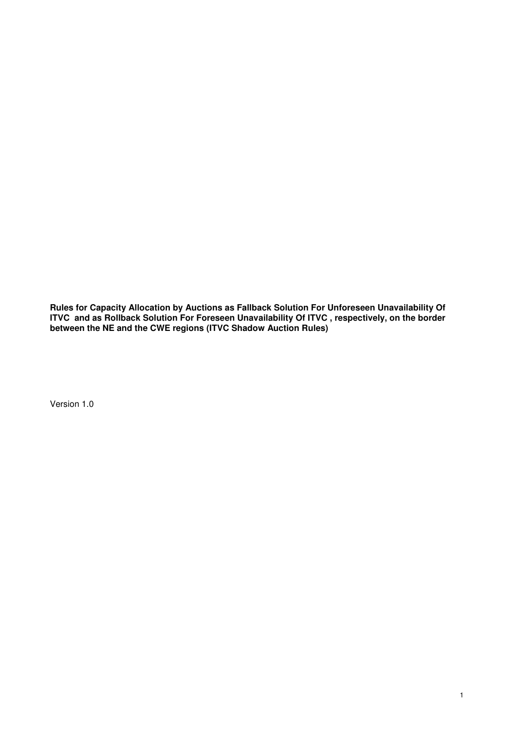**Rules for Capacity Allocation by Auctions as Fallback Solution For Unforeseen Unavailability Of ITVC and as Rollback Solution For Foreseen Unavailability Of ITVC , respectively, on the border between the NE and the CWE regions (ITVC Shadow Auction Rules)**

Version 1.0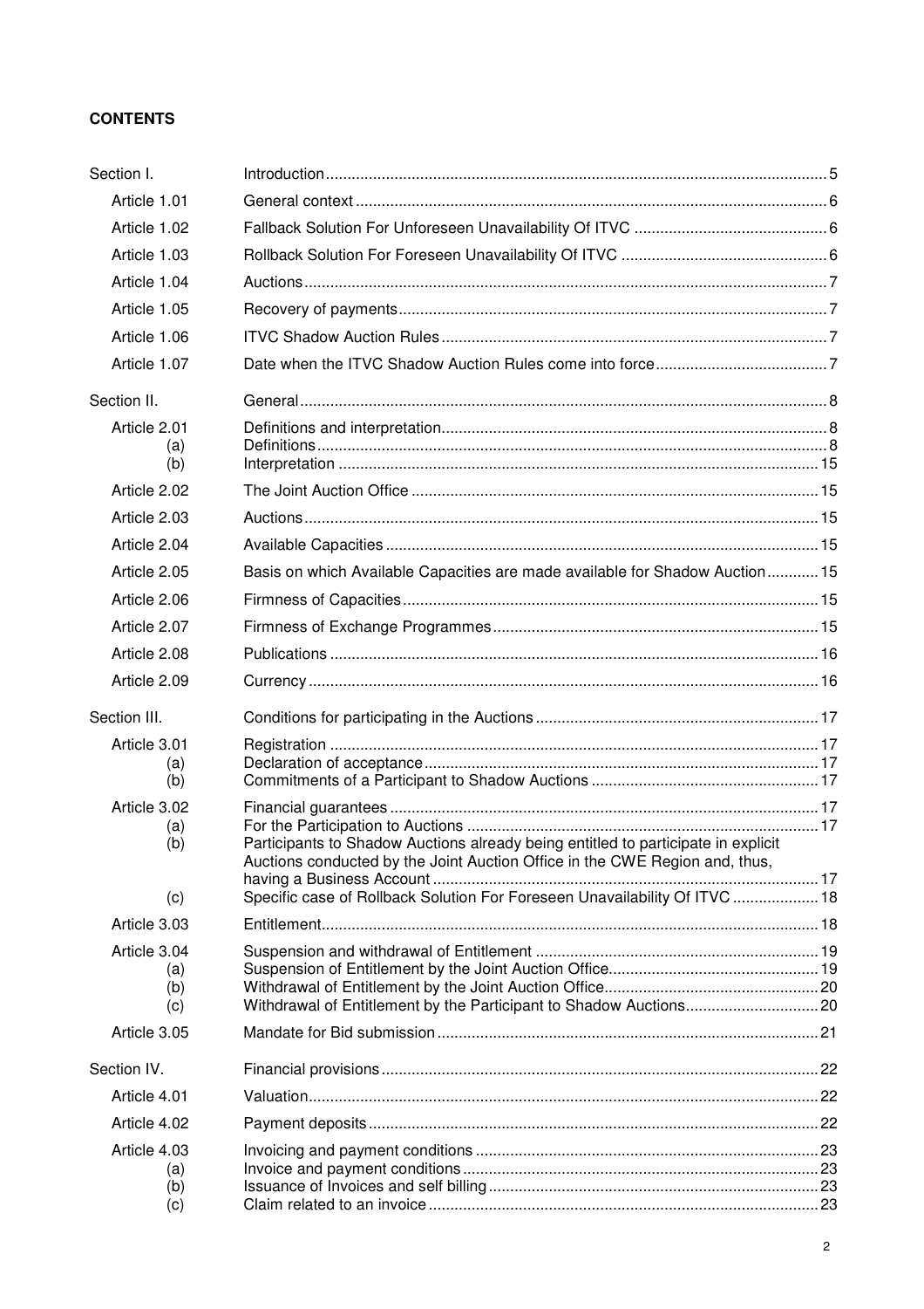**CONTENTS**

| | | |
|---|---|---|
| Section I. | Introduction | 5 |
| Article 1.01 | General context | 6 |
| Article 1.02 | Fallback Solution For Unforeseen Unavailability Of ITVC | 6 |
| Article 1.03 | Rollback Solution For Foreseen Unavailability Of ITVC | 6 |
| Article 1.04 | Auctions | 7 |
| Article 1.05 | Recovery of payments | 7 |
| Article 1.06 | ITVC Shadow Auction Rules | 7 |
| Article 1.07 | Date when the ITVC Shadow Auction Rules come into force | 7 |
| Section II. | General | 8 |
| Article 2.01 | Definitions and interpretation | 8 |
| (a) | Definitions | 8 |
| (b) | Interpretation | 15 |
| Article 2.02 | The Joint Auction Office | 15 |
| Article 2.03 | Auctions | 15 |
| Article 2.04 | Available Capacities | 15 |
| Article 2.05 | Basis on which Available Capacities are made available for Shadow Auction | 15 |
| Article 2.06 | Firmness of Capacities | 15 |
| Article 2.07 | Firmness of Exchange Programmes | 15 |
| Article 2.08 | Publications | 16 |
| Article 2.09 | Currency | 16 |
| Section III. | Conditions for participating in the Auctions | 17 |
| Article 3.01 | Registration | 17 |
| (a) | Declaration of acceptance | 17 |
| (b) | Commitments of a Participant to Shadow Auctions | 17 |
| Article 3.02 | Financial guarantees | 17 |
| (a) | For the Participation to Auctions | 17 |
| (b) | Participants to Shadow Auctions already being entitled to participate in explicit Auctions conducted by the Joint Auction Office in the CWE Region and, thus, having a Business Account | 17 |
| (c) | Specific case of Rollback Solution For Foreseen Unavailability Of ITVC | 18 |
| Article 3.03 | Entitlement | 18 |
| Article 3.04 | Suspension and withdrawal of Entitlement | 19 |
| (a) | Suspension of Entitlement by the Joint Auction Office | 19 |
| (b) | Withdrawal of Entitlement by the Joint Auction Office | 20 |
| (c) | Withdrawal of Entitlement by the Participant to Shadow Auctions | 20 |
| Article 3.05 | Mandate for Bid submission | 21 |
| Section IV. | Financial provisions | 22 |
| Article 4.01 | Valuation | 22 |
| Article 4.02 | Payment deposits | 22 |
| Article 4.03 | Invoicing and payment conditions | 23 |
| (a) | Invoice and payment conditions | 23 |
| (b) | Issuance of Invoices and self billing | 23 |
| (c) | Claim related to an invoice | 23 |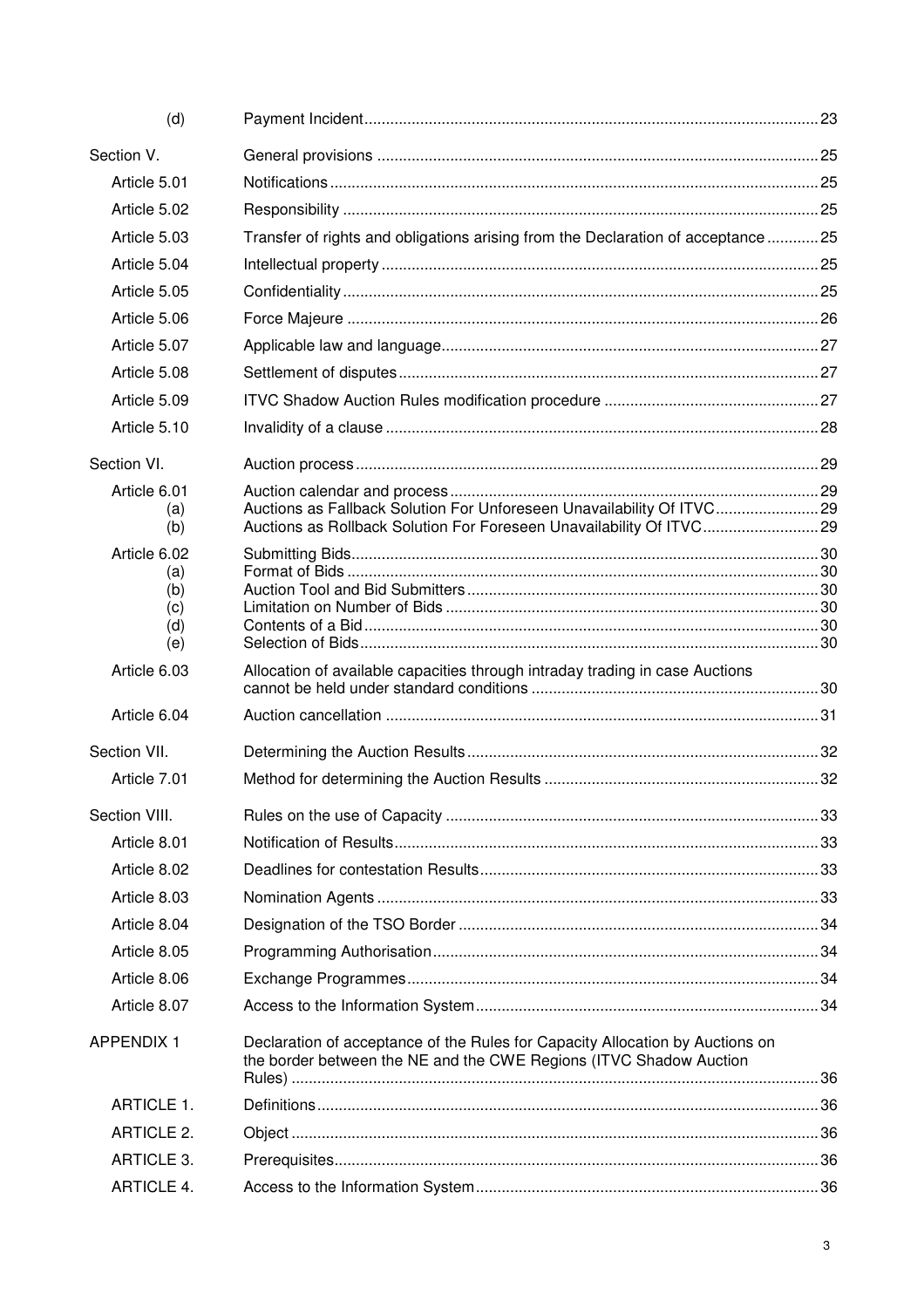| | | |
|---|---|---|
| (d) | Payment Incident | 23 |
| Section V. | General provisions | 25 |
| Article 5.01 | Notifications | 25 |
| Article 5.02 | Responsibility | 25 |
| Article 5.03 | Transfer of rights and obligations arising from the Declaration of acceptance | 25 |
| Article 5.04 | Intellectual property | 25 |
| Article 5.05 | Confidentiality | 25 |
| Article 5.06 | Force Majeure | 26 |
| Article 5.07 | Applicable law and language | 27 |
| Article 5.08 | Settlement of disputes | 27 |
| Article 5.09 | ITVC Shadow Auction Rules modification procedure | 27 |
| Article 5.10 | Invalidity of a clause | 28 |
| Section VI. | Auction process | 29 |
| Article 6.01 | Auction calendar and process | 29 |
| (a) | Auctions as Fallback Solution For Unforeseen Unavailability Of ITVC | 29 |
| (b) | Auctions as Rollback Solution For Foreseen Unavailability Of ITVC | 29 |
| Article 6.02 | Submitting Bids | 30 |
| (a) | Format of Bids | 30 |
| (b) | Auction Tool and Bid Submitters | 30 |
| (c) | Limitation on Number of Bids | 30 |
| (d) | Contents of a Bid | 30 |
| (e) | Selection of Bids | 30 |
| Article 6.03 | Allocation of available capacities through intraday trading in case Auctions cannot be held under standard conditions | 30 |
| Article 6.04 | Auction cancellation | 31 |
| Section VII. | Determining the Auction Results | 32 |
| Article 7.01 | Method for determining the Auction Results | 32 |
| Section VIII. | Rules on the use of Capacity | 33 |
| Article 8.01 | Notification of Results | 33 |
| Article 8.02 | Deadlines for contestation Results | 33 |
| Article 8.03 | Nomination Agents | 33 |
| Article 8.04 | Designation of the TSO Border | 34 |
| Article 8.05 | Programming Authorisation | 34 |
| Article 8.06 | Exchange Programmes | 34 |
| Article 8.07 | Access to the Information System | 34 |
| APPENDIX 1 | Declaration of acceptance of the Rules for Capacity Allocation by Auctions on the border between the NE and the CWE Regions (ITVC Shadow Auction Rules) | 36 |
| ARTICLE 1. | Definitions | 36 |
| ARTICLE 2. | Object | 36 |
| ARTICLE 3. | Prerequisites | 36 |
| ARTICLE 4. | Access to the Information System | 36 |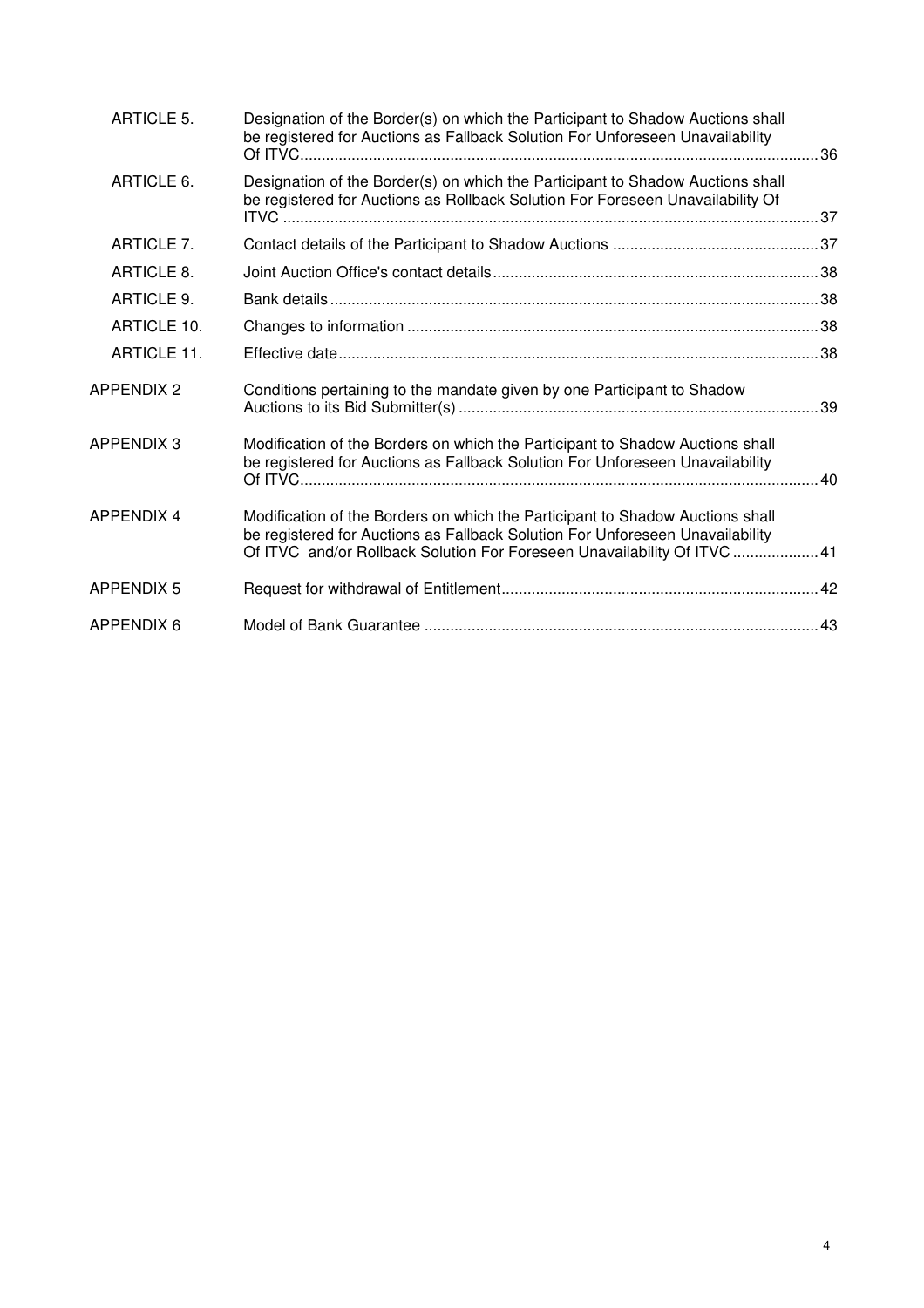| | | |
|---|---|---|
| ARTICLE 5. | Designation of the Border(s) on which the Participant to Shadow Auctions shall be registered for Auctions as Fallback Solution For Unforeseen Unavailability Of ITVC | 36 |
| ARTICLE 6. | Designation of the Border(s) on which the Participant to Shadow Auctions shall be registered for Auctions as Rollback Solution For Foreseen Unavailability Of ITVC | 37 |
| ARTICLE 7. | Contact details of the Participant to Shadow Auctions | 37 |
| ARTICLE 8. | Joint Auction Office's contact details | 38 |
| ARTICLE 9. | Bank details | 38 |
| ARTICLE 10. | Changes to information | 38 |
| ARTICLE 11. | Effective date | 38 |
| APPENDIX 2 | Conditions pertaining to the mandate given by one Participant to Shadow Auctions to its Bid Submitter(s) | 39 |
| APPENDIX 3 | Modification of the Borders on which the Participant to Shadow Auctions shall be registered for Auctions as Fallback Solution For Unforeseen Unavailability Of ITVC | 40 |
| APPENDIX 4 | Modification of the Borders on which the Participant to Shadow Auctions shall be registered for Auctions as Fallback Solution For Unforeseen Unavailability Of ITVC and/or Rollback Solution For Foreseen Unavailability Of ITVC | 41 |
| APPENDIX 5 | Request for withdrawal of Entitlement | 42 |
| APPENDIX 6 | Model of Bank Guarantee | 43 |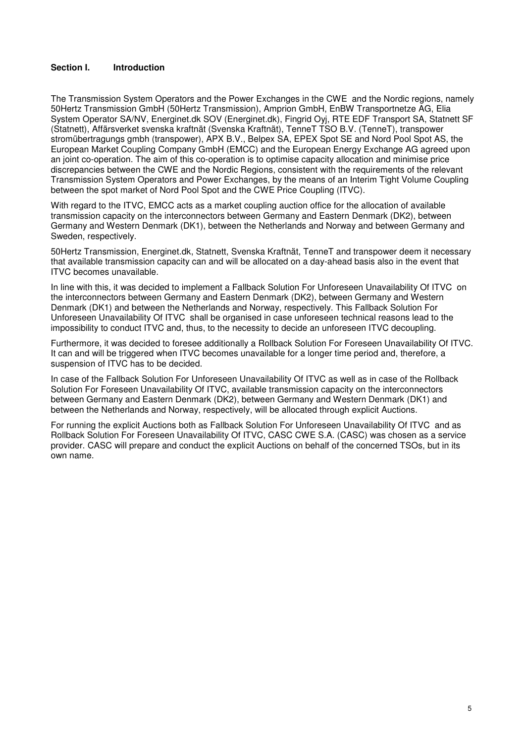## Section I. Introduction

The Transmission System Operators and the Power Exchanges in the CWE and the Nordic regions, namely 50Hertz Transmission GmbH (50Hertz Transmission), Amprion GmbH, EnBW Transportnetze AG, Elia System Operator SA/NV, Energinet.dk SOV (Energinet.dk), Fingrid Oyj, RTE EDF Transport SA, Statnett SF (Statnett), Affärsverket svenska kraftnät (Svenska Kraftnät), TenneT TSO B.V. (TenneT), transpower stromübertragungs gmbh (transpower), APX B.V., Belpex SA, EPEX Spot SE and Nord Pool Spot AS, the European Market Coupling Company GmbH (EMCC) and the European Energy Exchange AG agreed upon an joint co-operation. The aim of this co-operation is to optimise capacity allocation and minimise price discrepancies between the CWE and the Nordic Regions, consistent with the requirements of the relevant Transmission System Operators and Power Exchanges, by the means of an Interim Tight Volume Coupling between the spot market of Nord Pool Spot and the CWE Price Coupling (ITVC).

With regard to the ITVC, EMCC acts as a market coupling auction office for the allocation of available transmission capacity on the interconnectors between Germany and Eastern Denmark (DK2), between Germany and Western Denmark (DK1), between the Netherlands and Norway and between Germany and Sweden, respectively.

50Hertz Transmission, Energinet.dk, Statnett, Svenska Kraftnät, TenneT and transpower deem it necessary that available transmission capacity can and will be allocated on a day-ahead basis also in the event that ITVC becomes unavailable.

In line with this, it was decided to implement a Fallback Solution For Unforeseen Unavailability Of ITVC on the interconnectors between Germany and Eastern Denmark (DK2), between Germany and Western Denmark (DK1) and between the Netherlands and Norway, respectively. This Fallback Solution For Unforeseen Unavailability Of ITVC shall be organised in case unforeseen technical reasons lead to the impossibility to conduct ITVC and, thus, to the necessity to decide an unforeseen ITVC decoupling.

Furthermore, it was decided to foresee additionally a Rollback Solution For Foreseen Unavailability Of ITVC. It can and will be triggered when ITVC becomes unavailable for a longer time period and, therefore, a suspension of ITVC has to be decided.

In case of the Fallback Solution For Unforeseen Unavailability Of ITVC as well as in case of the Rollback Solution For Foreseen Unavailability Of ITVC, available transmission capacity on the interconnectors between Germany and Eastern Denmark (DK2), between Germany and Western Denmark (DK1) and between the Netherlands and Norway, respectively, will be allocated through explicit Auctions.

For running the explicit Auctions both as Fallback Solution For Unforeseen Unavailability Of ITVC and as Rollback Solution For Foreseen Unavailability Of ITVC, CASC CWE S.A. (CASC) was chosen as a service provider. CASC will prepare and conduct the explicit Auctions on behalf of the concerned TSOs, but in its own name.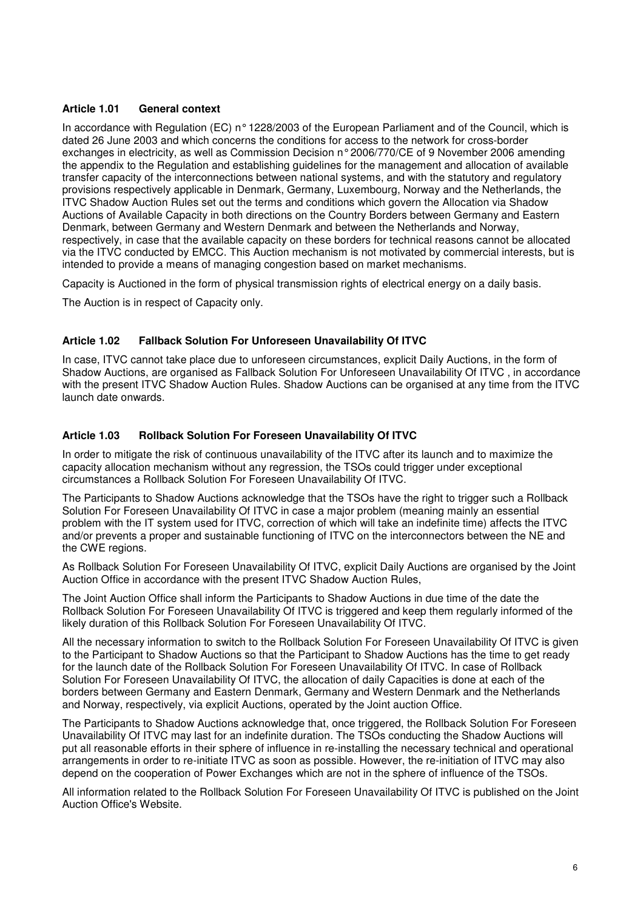### Article 1.01 General context

In accordance with Regulation (EC) n° 1228/2003 of the European Parliament and of the Council, which is dated 26 June 2003 and which concerns the conditions for access to the network for cross-border exchanges in electricity, as well as Commission Decision n° 2006/770/CE of 9 November 2006 amending the appendix to the Regulation and establishing guidelines for the management and allocation of available transfer capacity of the interconnections between national systems, and with the statutory and regulatory provisions respectively applicable in Denmark, Germany, Luxembourg, Norway and the Netherlands, the ITVC Shadow Auction Rules set out the terms and conditions which govern the Allocation via Shadow Auctions of Available Capacity in both directions on the Country Borders between Germany and Eastern Denmark, between Germany and Western Denmark and between the Netherlands and Norway, respectively, in case that the available capacity on these borders for technical reasons cannot be allocated via the ITVC conducted by EMCC. This Auction mechanism is not motivated by commercial interests, but is intended to provide a means of managing congestion based on market mechanisms.

Capacity is Auctioned in the form of physical transmission rights of electrical energy on a daily basis.

The Auction is in respect of Capacity only.

### Article 1.02 Fallback Solution For Unforeseen Unavailability Of ITVC

In case, ITVC cannot take place due to unforeseen circumstances, explicit Daily Auctions, in the form of Shadow Auctions, are organised as Fallback Solution For Unforeseen Unavailability Of ITVC , in accordance with the present ITVC Shadow Auction Rules. Shadow Auctions can be organised at any time from the ITVC launch date onwards.

### Article 1.03 Rollback Solution For Foreseen Unavailability Of ITVC

In order to mitigate the risk of continuous unavailability of the ITVC after its launch and to maximize the capacity allocation mechanism without any regression, the TSOs could trigger under exceptional circumstances a Rollback Solution For Foreseen Unavailability Of ITVC.

The Participants to Shadow Auctions acknowledge that the TSOs have the right to trigger such a Rollback Solution For Foreseen Unavailability Of ITVC in case a major problem (meaning mainly an essential problem with the IT system used for ITVC, correction of which will take an indefinite time) affects the ITVC and/or prevents a proper and sustainable functioning of ITVC on the interconnectors between the NE and the CWE regions.

As Rollback Solution For Foreseen Unavailability Of ITVC, explicit Daily Auctions are organised by the Joint Auction Office in accordance with the present ITVC Shadow Auction Rules,

The Joint Auction Office shall inform the Participants to Shadow Auctions in due time of the date the Rollback Solution For Foreseen Unavailability Of ITVC is triggered and keep them regularly informed of the likely duration of this Rollback Solution For Foreseen Unavailability Of ITVC.

All the necessary information to switch to the Rollback Solution For Foreseen Unavailability Of ITVC is given to the Participant to Shadow Auctions so that the Participant to Shadow Auctions has the time to get ready for the launch date of the Rollback Solution For Foreseen Unavailability Of ITVC. In case of Rollback Solution For Foreseen Unavailability Of ITVC, the allocation of daily Capacities is done at each of the borders between Germany and Eastern Denmark, Germany and Western Denmark and the Netherlands and Norway, respectively, via explicit Auctions, operated by the Joint auction Office.

The Participants to Shadow Auctions acknowledge that, once triggered, the Rollback Solution For Foreseen Unavailability Of ITVC may last for an indefinite duration. The TSOs conducting the Shadow Auctions will put all reasonable efforts in their sphere of influence in re-installing the necessary technical and operational arrangements in order to re-initiate ITVC as soon as possible. However, the re-initiation of ITVC may also depend on the cooperation of Power Exchanges which are not in the sphere of influence of the TSOs.

All information related to the Rollback Solution For Foreseen Unavailability Of ITVC is published on the Joint Auction Office's Website.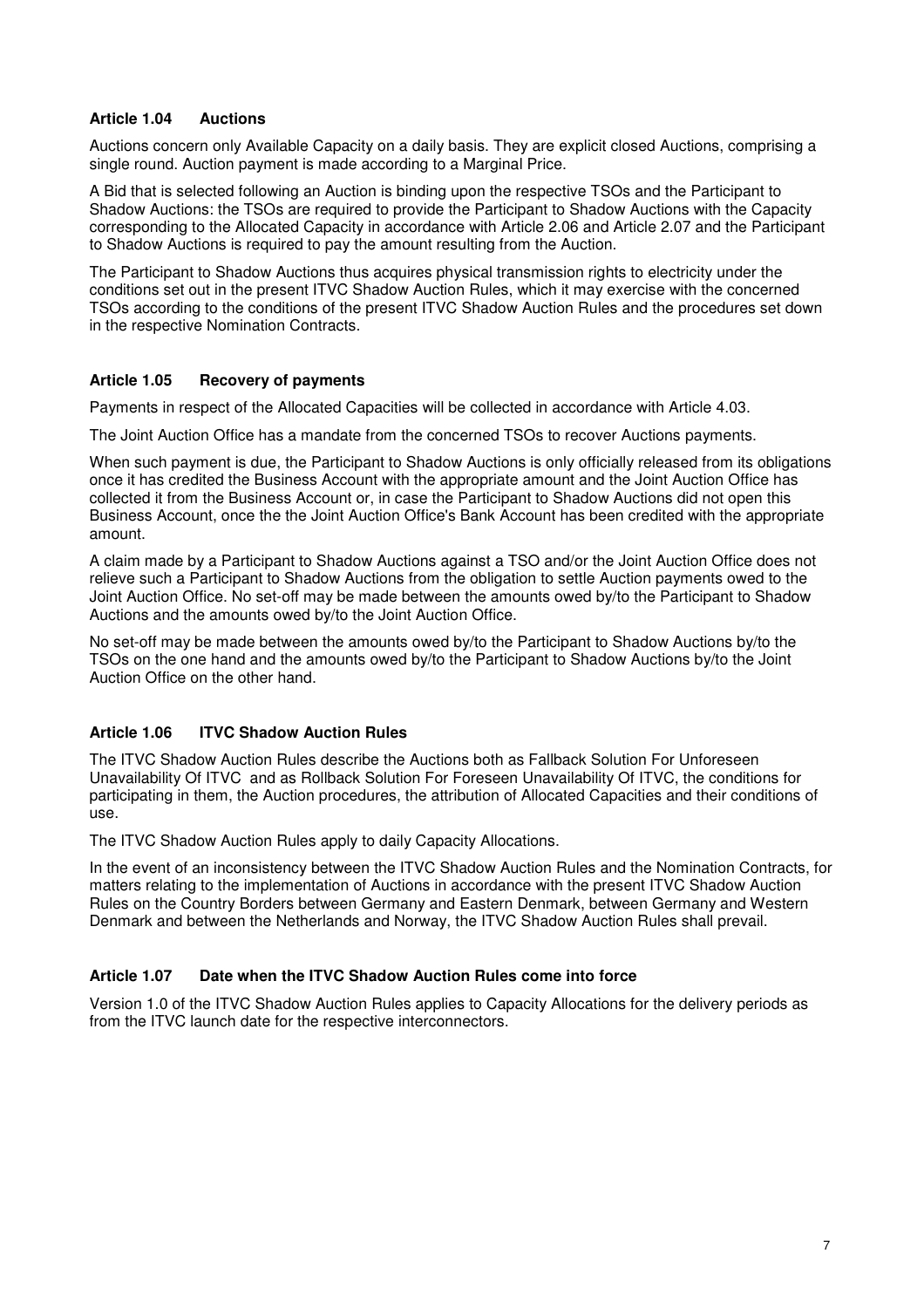### Article 1.04 Auctions

Auctions concern only Available Capacity on a daily basis. They are explicit closed Auctions, comprising a single round. Auction payment is made according to a Marginal Price.

A Bid that is selected following an Auction is binding upon the respective TSOs and the Participant to Shadow Auctions: the TSOs are required to provide the Participant to Shadow Auctions with the Capacity corresponding to the Allocated Capacity in accordance with Article 2.06 and Article 2.07 and the Participant to Shadow Auctions is required to pay the amount resulting from the Auction.

The Participant to Shadow Auctions thus acquires physical transmission rights to electricity under the conditions set out in the present ITVC Shadow Auction Rules, which it may exercise with the concerned TSOs according to the conditions of the present ITVC Shadow Auction Rules and the procedures set down in the respective Nomination Contracts.

### Article 1.05 Recovery of payments

Payments in respect of the Allocated Capacities will be collected in accordance with Article 4.03.

The Joint Auction Office has a mandate from the concerned TSOs to recover Auctions payments.

When such payment is due, the Participant to Shadow Auctions is only officially released from its obligations once it has credited the Business Account with the appropriate amount and the Joint Auction Office has collected it from the Business Account or, in case the Participant to Shadow Auctions did not open this Business Account, once the the Joint Auction Office's Bank Account has been credited with the appropriate amount.

A claim made by a Participant to Shadow Auctions against a TSO and/or the Joint Auction Office does not relieve such a Participant to Shadow Auctions from the obligation to settle Auction payments owed to the Joint Auction Office. No set-off may be made between the amounts owed by/to the Participant to Shadow Auctions and the amounts owed by/to the Joint Auction Office.

No set-off may be made between the amounts owed by/to the Participant to Shadow Auctions by/to the TSOs on the one hand and the amounts owed by/to the Participant to Shadow Auctions by/to the Joint Auction Office on the other hand.

### Article 1.06 ITVC Shadow Auction Rules

The ITVC Shadow Auction Rules describe the Auctions both as Fallback Solution For Unforeseen Unavailability Of ITVC and as Rollback Solution For Foreseen Unavailability Of ITVC, the conditions for participating in them, the Auction procedures, the attribution of Allocated Capacities and their conditions of use.

The ITVC Shadow Auction Rules apply to daily Capacity Allocations.

In the event of an inconsistency between the ITVC Shadow Auction Rules and the Nomination Contracts, for matters relating to the implementation of Auctions in accordance with the present ITVC Shadow Auction Rules on the Country Borders between Germany and Eastern Denmark, between Germany and Western Denmark and between the Netherlands and Norway, the ITVC Shadow Auction Rules shall prevail.

### Article 1.07 Date when the ITVC Shadow Auction Rules come into force

Version 1.0 of the ITVC Shadow Auction Rules applies to Capacity Allocations for the delivery periods as from the ITVC launch date for the respective interconnectors.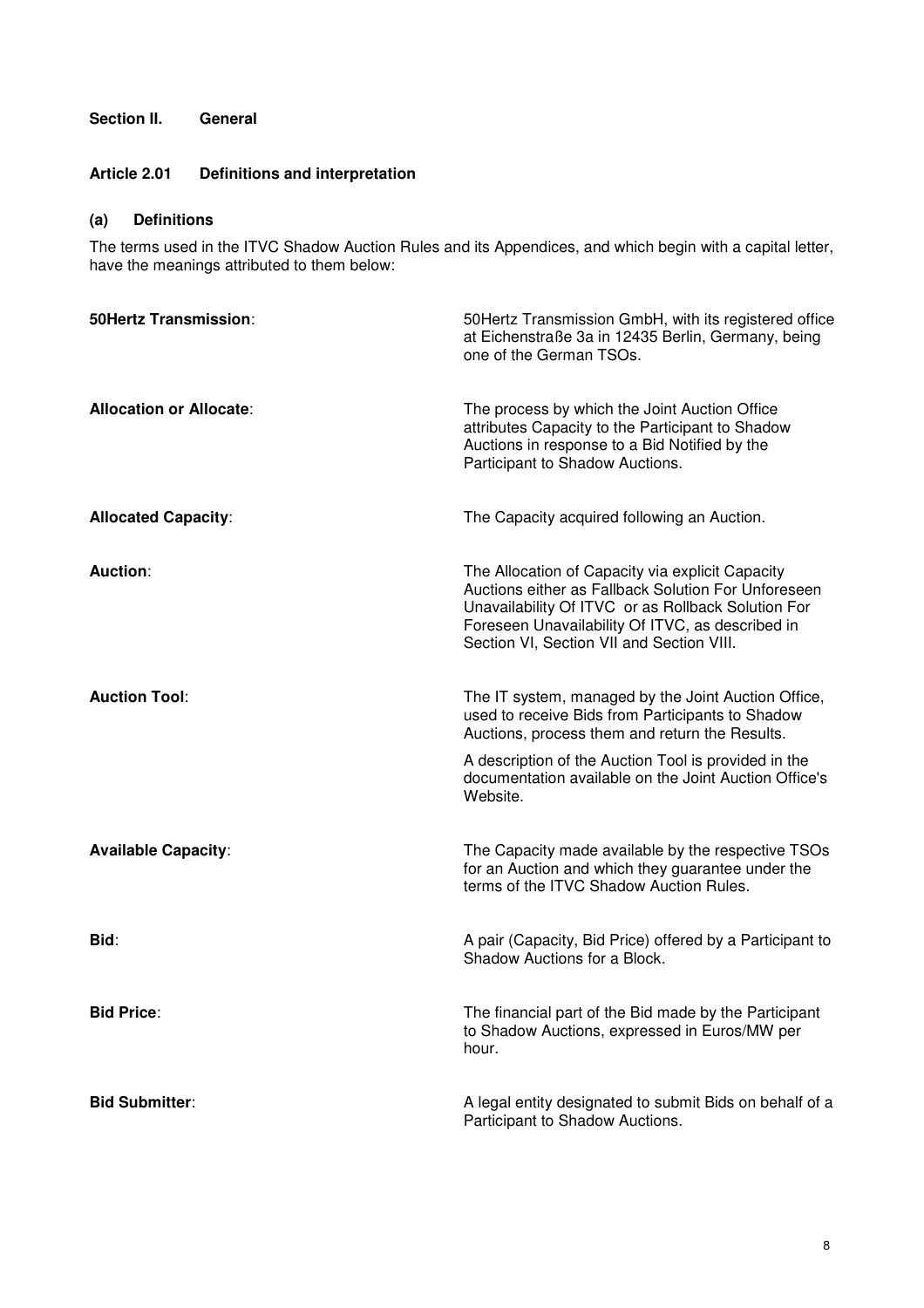## Section II. General

### Article 2.01 Definitions and interpretation

#### (a) Definitions

The terms used in the ITVC Shadow Auction Rules and its Appendices, and which begin with a capital letter, have the meanings attributed to them below:

**50Hertz Transmission**: 50Hertz Transmission GmbH, with its registered office at Eichenstraße 3a in 12435 Berlin, Germany, being one of the German TSOs.

**Allocation or Allocate**: The process by which the Joint Auction Office attributes Capacity to the Participant to Shadow Auctions in response to a Bid Notified by the Participant to Shadow Auctions.

**Allocated Capacity**: The Capacity acquired following an Auction.

**Auction**: The Allocation of Capacity via explicit Capacity Auctions either as Fallback Solution For Unforeseen Unavailability Of ITVC or as Rollback Solution For Foreseen Unavailability Of ITVC, as described in Section VI, Section VII and Section VIII.

**Auction Tool**: The IT system, managed by the Joint Auction Office, used to receive Bids from Participants to Shadow Auctions, process them and return the Results.

A description of the Auction Tool is provided in the documentation available on the Joint Auction Office's Website.

**Available Capacity**: The Capacity made available by the respective TSOs for an Auction and which they guarantee under the terms of the ITVC Shadow Auction Rules.

**Bid**: A pair (Capacity, Bid Price) offered by a Participant to Shadow Auctions for a Block.

**Bid Price**: The financial part of the Bid made by the Participant to Shadow Auctions, expressed in Euros/MW per hour.

**Bid Submitter**: A legal entity designated to submit Bids on behalf of a Participant to Shadow Auctions.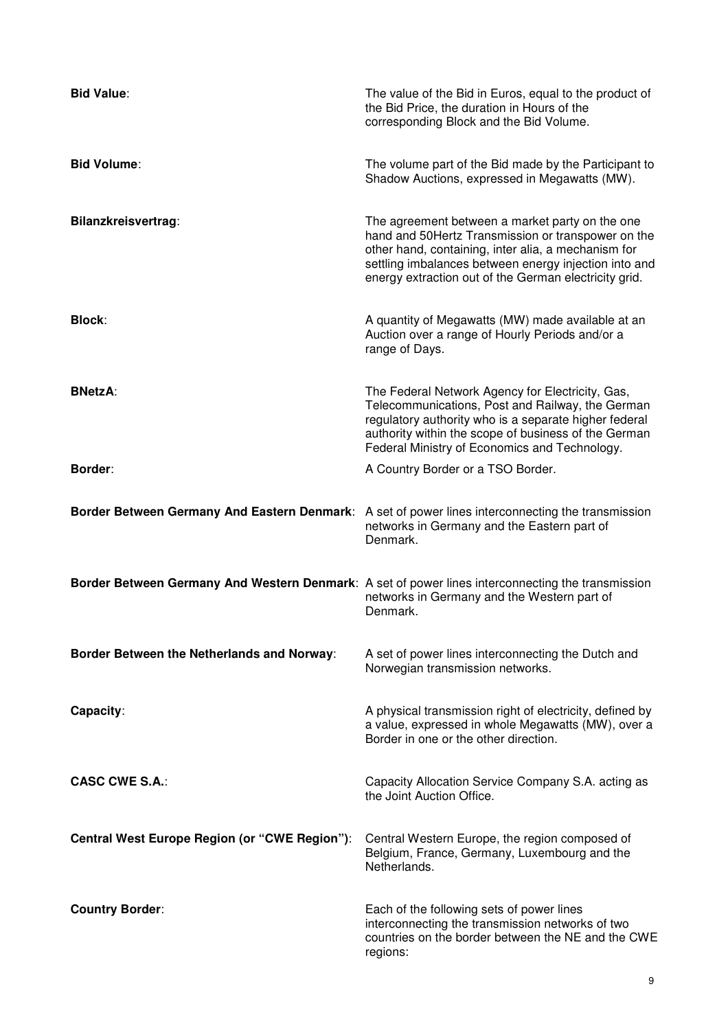**Bid Value**: The value of the Bid in Euros, equal to the product of the Bid Price, the duration in Hours of the corresponding Block and the Bid Volume.

**Bid Volume**: The volume part of the Bid made by the Participant to Shadow Auctions, expressed in Megawatts (MW).

**Bilanzkreisvertrag**: The agreement between a market party on the one hand and 50Hertz Transmission or transpower on the other hand, containing, inter alia, a mechanism for settling imbalances between energy injection into and energy extraction out of the German electricity grid.

**Block**: A quantity of Megawatts (MW) made available at an Auction over a range of Hourly Periods and/or a range of Days.

**BNetzA**: The Federal Network Agency for Electricity, Gas, Telecommunications, Post and Railway, the German regulatory authority who is a separate higher federal authority within the scope of business of the German Federal Ministry of Economics and Technology.

**Border**: A Country Border or a TSO Border.

**Border Between Germany And Eastern Denmark**: A set of power lines interconnecting the transmission networks in Germany and the Eastern part of Denmark.

**Border Between Germany And Western Denmark**: A set of power lines interconnecting the transmission networks in Germany and the Western part of Denmark.

**Border Between the Netherlands and Norway**: A set of power lines interconnecting the Dutch and Norwegian transmission networks.

**Capacity**: A physical transmission right of electricity, defined by a value, expressed in whole Megawatts (MW), over a Border in one or the other direction.

**CASC CWE S.A.**: Capacity Allocation Service Company S.A. acting as the Joint Auction Office.

**Central West Europe Region (or "CWE Region")**: Central Western Europe, the region composed of Belgium, France, Germany, Luxembourg and the Netherlands.

**Country Border**: Each of the following sets of power lines interconnecting the transmission networks of two countries on the border between the NE and the CWE regions: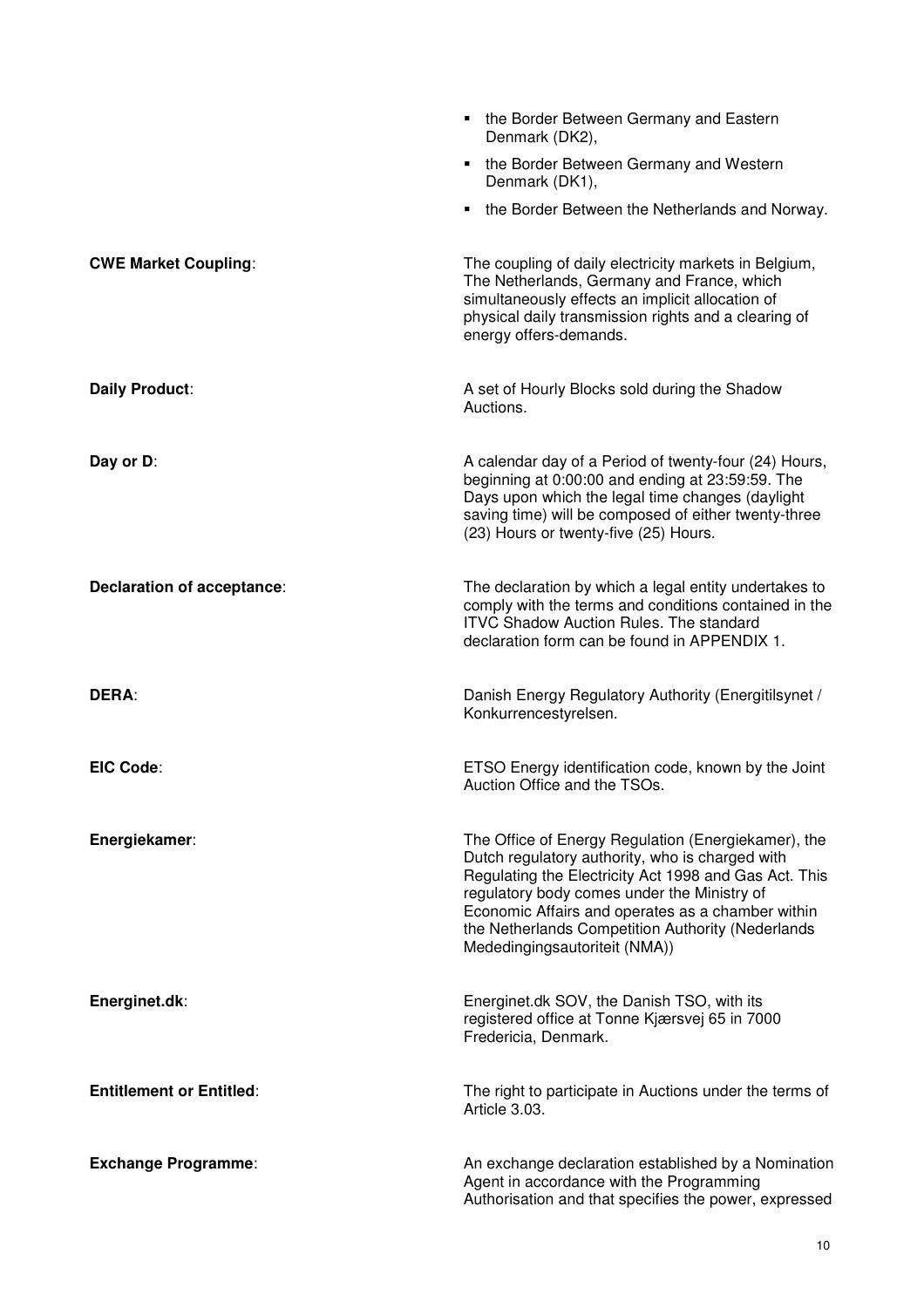- the Border Between Germany and Eastern Denmark (DK2),
- the Border Between Germany and Western Denmark (DK1),
- the Border Between the Netherlands and Norway.

**CWE Market Coupling**: The coupling of daily electricity markets in Belgium, The Netherlands, Germany and France, which simultaneously effects an implicit allocation of physical daily transmission rights and a clearing of energy offers-demands.

**Daily Product**: A set of Hourly Blocks sold during the Shadow Auctions.

**Day or D**: A calendar day of a Period of twenty-four (24) Hours, beginning at 0:00:00 and ending at 23:59:59. The Days upon which the legal time changes (daylight saving time) will be composed of either twenty-three (23) Hours or twenty-five (25) Hours.

**Declaration of acceptance**: The declaration by which a legal entity undertakes to comply with the terms and conditions contained in the ITVC Shadow Auction Rules. The standard declaration form can be found in APPENDIX 1.

**DERA**: Danish Energy Regulatory Authority (Energitilsynet / Konkurrencestyrelsen.

**EIC Code**: ETSO Energy identification code, known by the Joint Auction Office and the TSOs.

**Energiekamer**: The Office of Energy Regulation (Energiekamer), the Dutch regulatory authority, who is charged with Regulating the Electricity Act 1998 and Gas Act. This regulatory body comes under the Ministry of Economic Affairs and operates as a chamber within the Netherlands Competition Authority (Nederlands Mededingingsautoriteit (NMA))

**Energinet.dk**: Energinet.dk SOV, the Danish TSO, with its registered office at Tonne Kjærsvej 65 in 7000 Fredericia, Denmark.

**Entitlement or Entitled**: The right to participate in Auctions under the terms of Article 3.03.

**Exchange Programme**: An exchange declaration established by a Nomination Agent in accordance with the Programming Authorisation and that specifies the power, expressed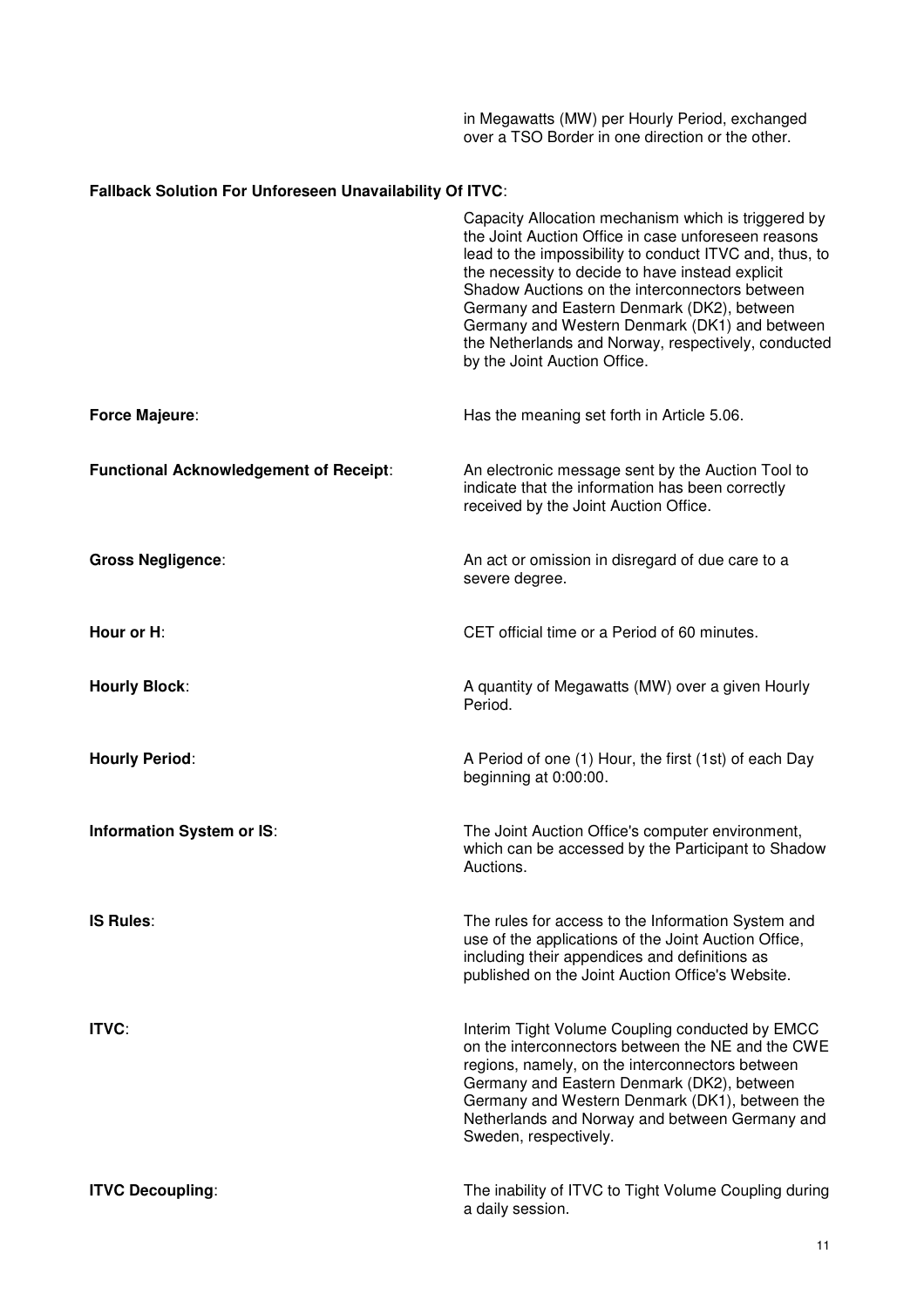in Megawatts (MW) per Hourly Period, exchanged over a TSO Border in one direction or the other.

**Fallback Solution For Unforeseen Unavailability Of ITVC**:

Capacity Allocation mechanism which is triggered by the Joint Auction Office in case unforeseen reasons lead to the impossibility to conduct ITVC and, thus, to the necessity to decide to have instead explicit Shadow Auctions on the interconnectors between Germany and Eastern Denmark (DK2), between Germany and Western Denmark (DK1) and between the Netherlands and Norway, respectively, conducted by the Joint Auction Office.

**Force Majeure**: Has the meaning set forth in Article 5.06.

**Functional Acknowledgement of Receipt**: An electronic message sent by the Auction Tool to indicate that the information has been correctly received by the Joint Auction Office.

**Gross Negligence**: An act or omission in disregard of due care to a severe degree.

**Hour or H**: CET official time or a Period of 60 minutes.

**Hourly Block**: A quantity of Megawatts (MW) over a given Hourly Period.

**Hourly Period**: A Period of one (1) Hour, the first (1st) of each Day beginning at 0:00:00.

**Information System or IS**: The Joint Auction Office's computer environment, which can be accessed by the Participant to Shadow Auctions.

**IS Rules**: The rules for access to the Information System and use of the applications of the Joint Auction Office, including their appendices and definitions as published on the Joint Auction Office's Website.

**ITVC**: Interim Tight Volume Coupling conducted by EMCC on the interconnectors between the NE and the CWE regions, namely, on the interconnectors between Germany and Eastern Denmark (DK2), between Germany and Western Denmark (DK1), between the Netherlands and Norway and between Germany and Sweden, respectively.

**ITVC Decoupling**: The inability of ITVC to Tight Volume Coupling during a daily session.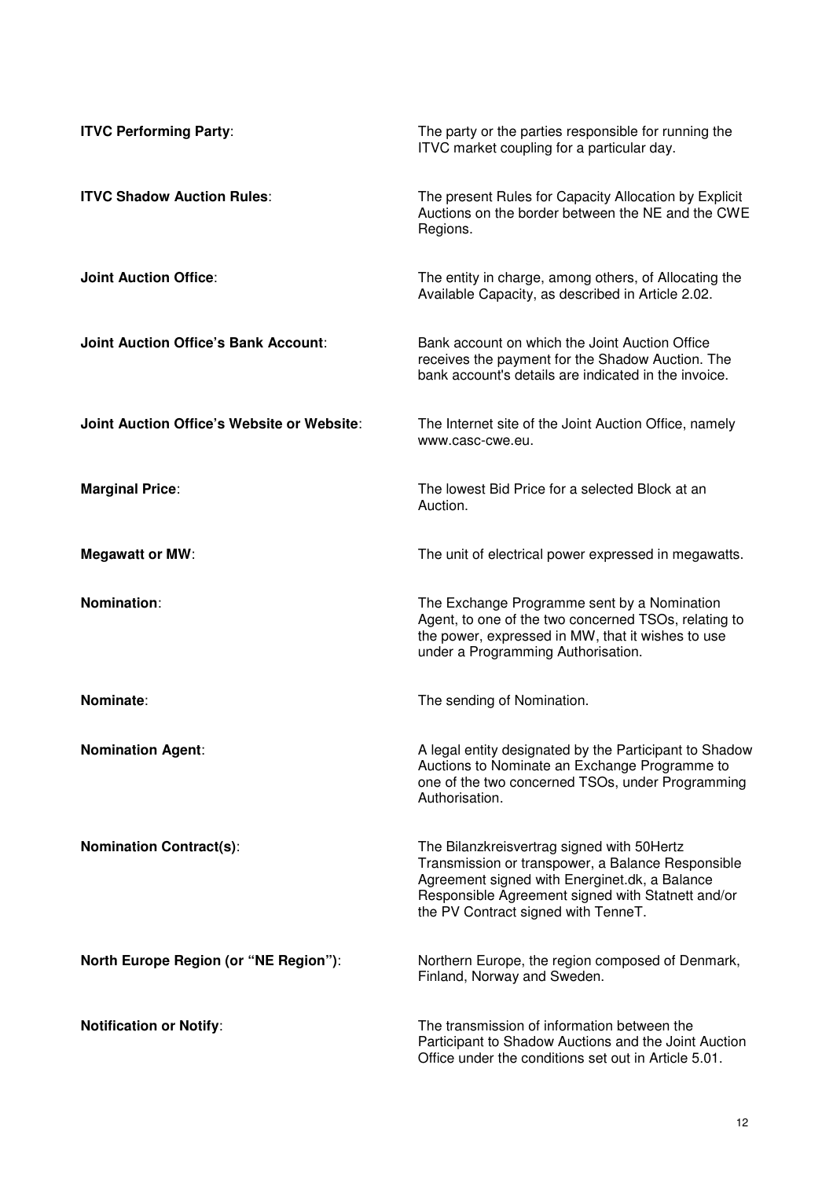**ITVC Performing Party**: The party or the parties responsible for running the ITVC market coupling for a particular day.

**ITVC Shadow Auction Rules**: The present Rules for Capacity Allocation by Explicit Auctions on the border between the NE and the CWE Regions.

**Joint Auction Office**: The entity in charge, among others, of Allocating the Available Capacity, as described in Article 2.02.

**Joint Auction Office's Bank Account**: Bank account on which the Joint Auction Office receives the payment for the Shadow Auction. The bank account's details are indicated in the invoice.

**Joint Auction Office's Website or Website**: The Internet site of the Joint Auction Office, namely www.casc-cwe.eu.

**Marginal Price**: The lowest Bid Price for a selected Block at an Auction.

**Megawatt or MW**: The unit of electrical power expressed in megawatts.

**Nomination**: The Exchange Programme sent by a Nomination Agent, to one of the two concerned TSOs, relating to the power, expressed in MW, that it wishes to use under a Programming Authorisation.

**Nominate**: The sending of Nomination.

**Nomination Agent**: A legal entity designated by the Participant to Shadow Auctions to Nominate an Exchange Programme to one of the two concerned TSOs, under Programming Authorisation.

**Nomination Contract(s)**: The Bilanzkreisvertrag signed with 50Hertz Transmission or transpower, a Balance Responsible Agreement signed with Energinet.dk, a Balance Responsible Agreement signed with Statnett and/or the PV Contract signed with TenneT.

**North Europe Region (or "NE Region")**: Northern Europe, the region composed of Denmark, Finland, Norway and Sweden.

**Notification or Notify**: The transmission of information between the Participant to Shadow Auctions and the Joint Auction Office under the conditions set out in Article 5.01.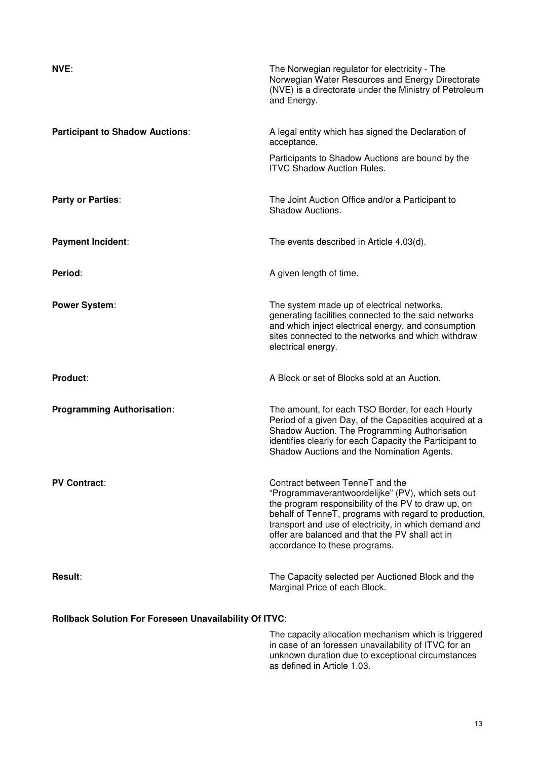**NVE**: The Norwegian regulator for electricity - The Norwegian Water Resources and Energy Directorate (NVE) is a directorate under the Ministry of Petroleum and Energy.

**Participant to Shadow Auctions**: A legal entity which has signed the Declaration of acceptance.

Participants to Shadow Auctions are bound by the ITVC Shadow Auction Rules.

**Party or Parties**: The Joint Auction Office and/or a Participant to Shadow Auctions.

**Payment Incident**: The events described in Article 4.03(d).

**Period**: A given length of time.

**Power System**: The system made up of electrical networks, generating facilities connected to the said networks and which inject electrical energy, and consumption sites connected to the networks and which withdraw electrical energy.

**Product**: A Block or set of Blocks sold at an Auction.

**Programming Authorisation**: The amount, for each TSO Border, for each Hourly Period of a given Day, of the Capacities acquired at a Shadow Auction. The Programming Authorisation identifies clearly for each Capacity the Participant to Shadow Auctions and the Nomination Agents.

**PV Contract**: Contract between TenneT and the "Programmaverantwoordelijke" (PV), which sets out the program responsibility of the PV to draw up, on behalf of TenneT, programs with regard to production, transport and use of electricity, in which demand and offer are balanced and that the PV shall act in accordance to these programs.

**Result**: The Capacity selected per Auctioned Block and the Marginal Price of each Block.

**Rollback Solution For Foreseen Unavailability Of ITVC**:

The capacity allocation mechanism which is triggered in case of an foressen unavailability of ITVC for an unknown duration due to exceptional circumstances as defined in Article 1.03.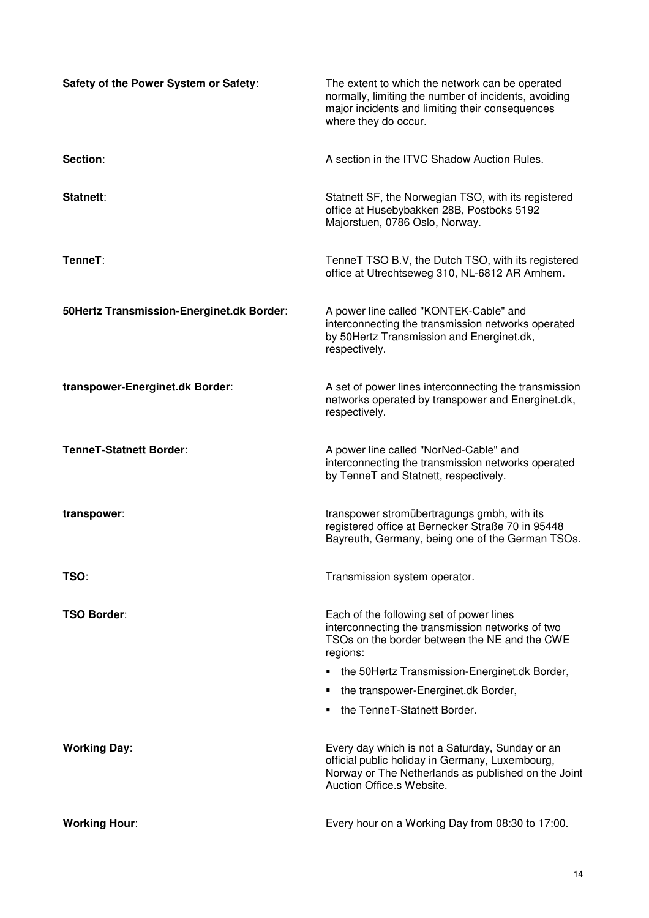**Safety of the Power System or Safety**: The extent to which the network can be operated normally, limiting the number of incidents, avoiding major incidents and limiting their consequences where they do occur.

**Section**: A section in the ITVC Shadow Auction Rules.

**Statnett**: Statnett SF, the Norwegian TSO, with its registered office at Husebybakken 28B, Postboks 5192 Majorstuen, 0786 Oslo, Norway.

**TenneT**: TenneT TSO B.V, the Dutch TSO, with its registered office at Utrechtseweg 310, NL-6812 AR Arnhem.

**50Hertz Transmission-Energinet.dk Border**: A power line called "KONTEK-Cable" and interconnecting the transmission networks operated by 50Hertz Transmission and Energinet.dk, respectively.

**transpower-Energinet.dk Border**: A set of power lines interconnecting the transmission networks operated by transpower and Energinet.dk, respectively.

**TenneT-Statnett Border**: A power line called "NorNed-Cable" and interconnecting the transmission networks operated by TenneT and Statnett, respectively.

**transpower**: transpower stromübertragungs gmbh, with its registered office at Bernecker Straße 70 in 95448 Bayreuth, Germany, being one of the German TSOs.

**TSO**: Transmission system operator.

**TSO Border**: Each of the following set of power lines interconnecting the transmission networks of two TSOs on the border between the NE and the CWE regions:

- the 50Hertz Transmission-Energinet.dk Border,
- the transpower-Energinet.dk Border,
- the TenneT-Statnett Border.

**Working Day**: Every day which is not a Saturday, Sunday or an official public holiday in Germany, Luxembourg, Norway or The Netherlands as published on the Joint Auction Office.s Website.

**Working Hour**: Every hour on a Working Day from 08:30 to 17:00.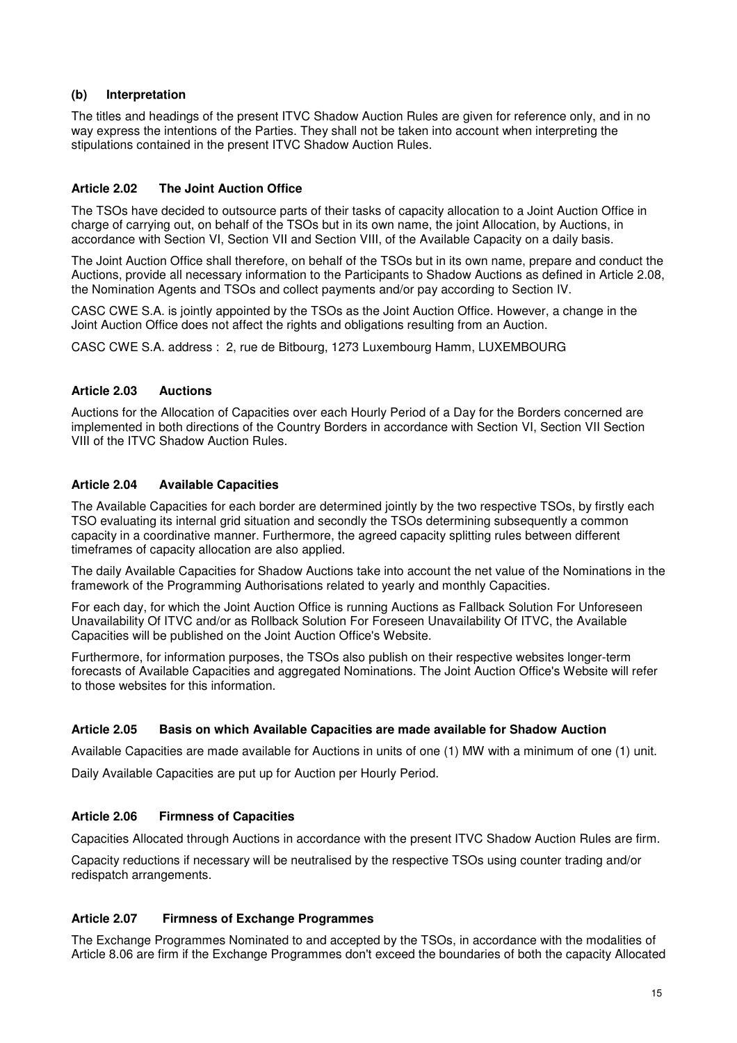### (b) Interpretation

The titles and headings of the present ITVC Shadow Auction Rules are given for reference only, and in no way express the intentions of the Parties. They shall not be taken into account when interpreting the stipulations contained in the present ITVC Shadow Auction Rules.

### Article 2.02 The Joint Auction Office

The TSOs have decided to outsource parts of their tasks of capacity allocation to a Joint Auction Office in charge of carrying out, on behalf of the TSOs but in its own name, the joint Allocation, by Auctions, in accordance with Section VI, Section VII and Section VIII, of the Available Capacity on a daily basis.

The Joint Auction Office shall therefore, on behalf of the TSOs but in its own name, prepare and conduct the Auctions, provide all necessary information to the Participants to Shadow Auctions as defined in Article 2.08, the Nomination Agents and TSOs and collect payments and/or pay according to Section IV.

CASC CWE S.A. is jointly appointed by the TSOs as the Joint Auction Office. However, a change in the Joint Auction Office does not affect the rights and obligations resulting from an Auction.

CASC CWE S.A. address : 2, rue de Bitbourg, 1273 Luxembourg Hamm, LUXEMBOURG

### Article 2.03 Auctions

Auctions for the Allocation of Capacities over each Hourly Period of a Day for the Borders concerned are implemented in both directions of the Country Borders in accordance with Section VI, Section VII Section VIII of the ITVC Shadow Auction Rules.

### Article 2.04 Available Capacities

The Available Capacities for each border are determined jointly by the two respective TSOs, by firstly each TSO evaluating its internal grid situation and secondly the TSOs determining subsequently a common capacity in a coordinative manner. Furthermore, the agreed capacity splitting rules between different timeframes of capacity allocation are also applied.

The daily Available Capacities for Shadow Auctions take into account the net value of the Nominations in the framework of the Programming Authorisations related to yearly and monthly Capacities.

For each day, for which the Joint Auction Office is running Auctions as Fallback Solution For Unforeseen Unavailability Of ITVC and/or as Rollback Solution For Foreseen Unavailability Of ITVC, the Available Capacities will be published on the Joint Auction Office's Website.

Furthermore, for information purposes, the TSOs also publish on their respective websites longer-term forecasts of Available Capacities and aggregated Nominations. The Joint Auction Office's Website will refer to those websites for this information.

### Article 2.05 Basis on which Available Capacities are made available for Shadow Auction

Available Capacities are made available for Auctions in units of one (1) MW with a minimum of one (1) unit.

Daily Available Capacities are put up for Auction per Hourly Period.

### Article 2.06 Firmness of Capacities

Capacities Allocated through Auctions in accordance with the present ITVC Shadow Auction Rules are firm.

Capacity reductions if necessary will be neutralised by the respective TSOs using counter trading and/or redispatch arrangements.

### Article 2.07 Firmness of Exchange Programmes

The Exchange Programmes Nominated to and accepted by the TSOs, in accordance with the modalities of Article 8.06 are firm if the Exchange Programmes don't exceed the boundaries of both the capacity Allocated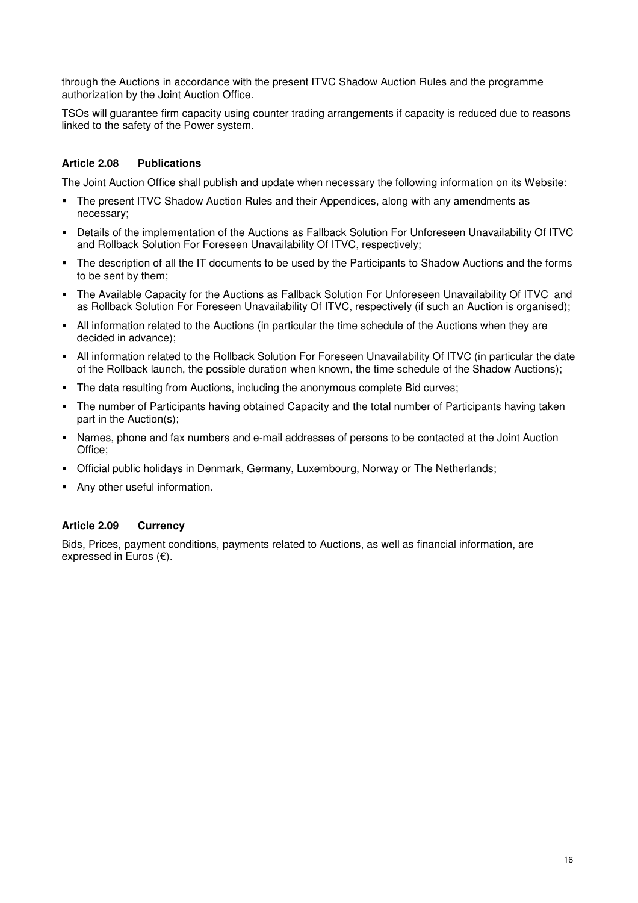through the Auctions in accordance with the present ITVC Shadow Auction Rules and the programme authorization by the Joint Auction Office.

TSOs will guarantee firm capacity using counter trading arrangements if capacity is reduced due to reasons linked to the safety of the Power system.

### Article 2.08 Publications

The Joint Auction Office shall publish and update when necessary the following information on its Website:

- The present ITVC Shadow Auction Rules and their Appendices, along with any amendments as necessary;
- Details of the implementation of the Auctions as Fallback Solution For Unforeseen Unavailability Of ITVC and Rollback Solution For Foreseen Unavailability Of ITVC, respectively;
- The description of all the IT documents to be used by the Participants to Shadow Auctions and the forms to be sent by them;
- The Available Capacity for the Auctions as Fallback Solution For Unforeseen Unavailability Of ITVC and as Rollback Solution For Foreseen Unavailability Of ITVC, respectively (if such an Auction is organised);
- All information related to the Auctions (in particular the time schedule of the Auctions when they are decided in advance);
- All information related to the Rollback Solution For Foreseen Unavailability Of ITVC (in particular the date of the Rollback launch, the possible duration when known, the time schedule of the Shadow Auctions);
- The data resulting from Auctions, including the anonymous complete Bid curves;
- The number of Participants having obtained Capacity and the total number of Participants having taken part in the Auction(s);
- Names, phone and fax numbers and e-mail addresses of persons to be contacted at the Joint Auction Office;
- Official public holidays in Denmark, Germany, Luxembourg, Norway or The Netherlands;
- Any other useful information.

### Article 2.09 Currency

Bids, Prices, payment conditions, payments related to Auctions, as well as financial information, are expressed in Euros (€).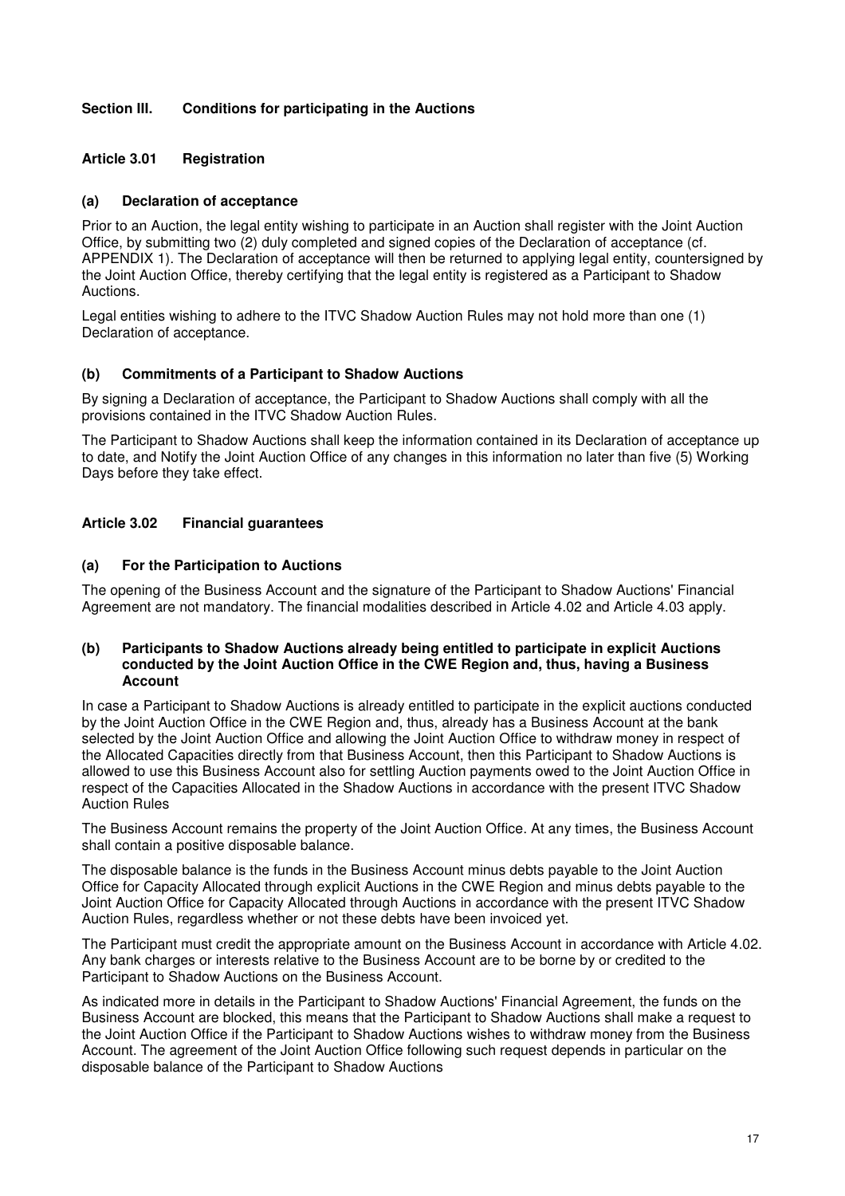## Section III. Conditions for participating in the Auctions

### Article 3.01 Registration

#### (a) Declaration of acceptance

Prior to an Auction, the legal entity wishing to participate in an Auction shall register with the Joint Auction Office, by submitting two (2) duly completed and signed copies of the Declaration of acceptance (cf. APPENDIX 1). The Declaration of acceptance will then be returned to applying legal entity, countersigned by the Joint Auction Office, thereby certifying that the legal entity is registered as a Participant to Shadow Auctions.

Legal entities wishing to adhere to the ITVC Shadow Auction Rules may not hold more than one (1) Declaration of acceptance.

#### (b) Commitments of a Participant to Shadow Auctions

By signing a Declaration of acceptance, the Participant to Shadow Auctions shall comply with all the provisions contained in the ITVC Shadow Auction Rules.

The Participant to Shadow Auctions shall keep the information contained in its Declaration of acceptance up to date, and Notify the Joint Auction Office of any changes in this information no later than five (5) Working Days before they take effect.

### Article 3.02 Financial guarantees

#### (a) For the Participation to Auctions

The opening of the Business Account and the signature of the Participant to Shadow Auctions' Financial Agreement are not mandatory. The financial modalities described in Article 4.02 and Article 4.03 apply.

#### (b) Participants to Shadow Auctions already being entitled to participate in explicit Auctions conducted by the Joint Auction Office in the CWE Region and, thus, having a Business Account

In case a Participant to Shadow Auctions is already entitled to participate in the explicit auctions conducted by the Joint Auction Office in the CWE Region and, thus, already has a Business Account at the bank selected by the Joint Auction Office and allowing the Joint Auction Office to withdraw money in respect of the Allocated Capacities directly from that Business Account, then this Participant to Shadow Auctions is allowed to use this Business Account also for settling Auction payments owed to the Joint Auction Office in respect of the Capacities Allocated in the Shadow Auctions in accordance with the present ITVC Shadow Auction Rules

The Business Account remains the property of the Joint Auction Office. At any times, the Business Account shall contain a positive disposable balance.

The disposable balance is the funds in the Business Account minus debts payable to the Joint Auction Office for Capacity Allocated through explicit Auctions in the CWE Region and minus debts payable to the Joint Auction Office for Capacity Allocated through Auctions in accordance with the present ITVC Shadow Auction Rules, regardless whether or not these debts have been invoiced yet.

The Participant must credit the appropriate amount on the Business Account in accordance with Article 4.02. Any bank charges or interests relative to the Business Account are to be borne by or credited to the Participant to Shadow Auctions on the Business Account.

As indicated more in details in the Participant to Shadow Auctions' Financial Agreement, the funds on the Business Account are blocked, this means that the Participant to Shadow Auctions shall make a request to the Joint Auction Office if the Participant to Shadow Auctions wishes to withdraw money from the Business Account. The agreement of the Joint Auction Office following such request depends in particular on the disposable balance of the Participant to Shadow Auctions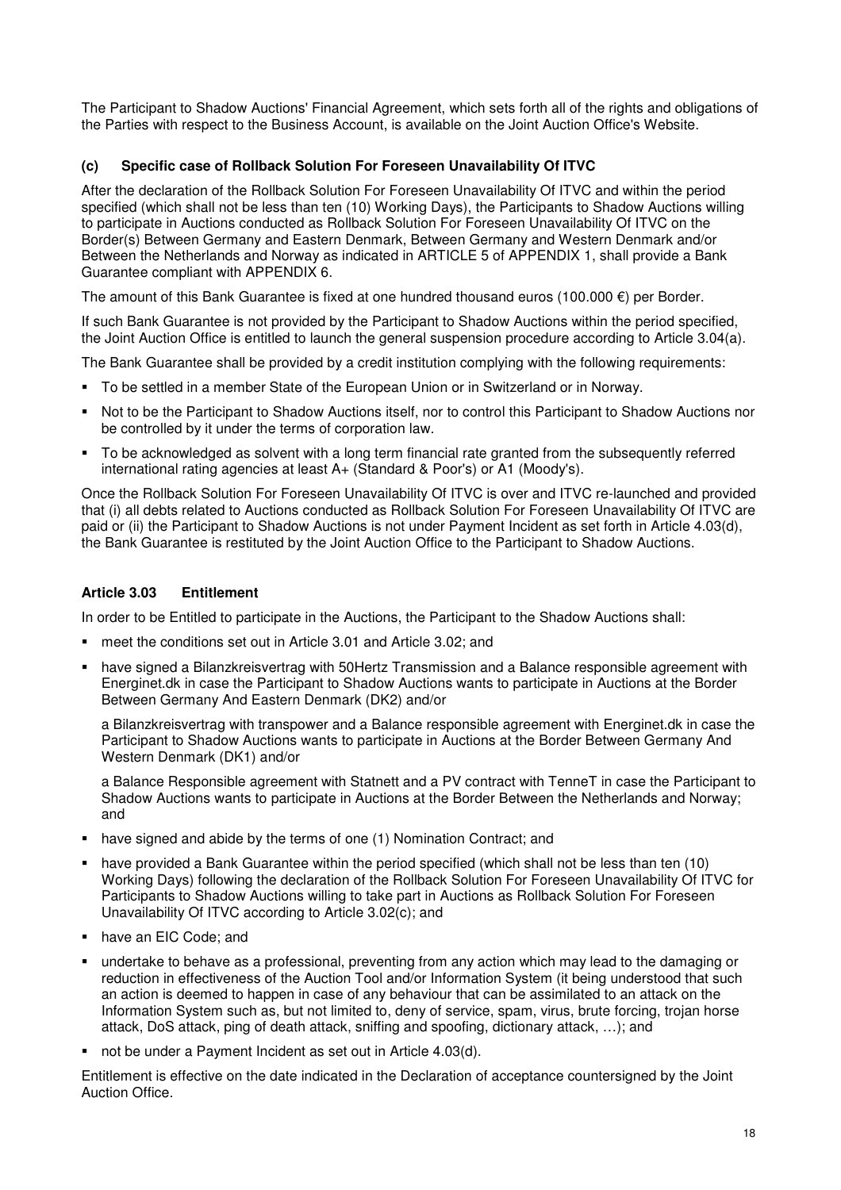The Participant to Shadow Auctions' Financial Agreement, which sets forth all of the rights and obligations of the Parties with respect to the Business Account, is available on the Joint Auction Office's Website.

#### (c) Specific case of Rollback Solution For Foreseen Unavailability Of ITVC

After the declaration of the Rollback Solution For Foreseen Unavailability Of ITVC and within the period specified (which shall not be less than ten (10) Working Days), the Participants to Shadow Auctions willing to participate in Auctions conducted as Rollback Solution For Foreseen Unavailability Of ITVC on the Border(s) Between Germany and Eastern Denmark, Between Germany and Western Denmark and/or Between the Netherlands and Norway as indicated in ARTICLE 5 of APPENDIX 1, shall provide a Bank Guarantee compliant with APPENDIX 6.

The amount of this Bank Guarantee is fixed at one hundred thousand euros (100.000 €) per Border.

If such Bank Guarantee is not provided by the Participant to Shadow Auctions within the period specified, the Joint Auction Office is entitled to launch the general suspension procedure according to Article 3.04(a).

The Bank Guarantee shall be provided by a credit institution complying with the following requirements:

- To be settled in a member State of the European Union or in Switzerland or in Norway.
- Not to be the Participant to Shadow Auctions itself, nor to control this Participant to Shadow Auctions nor be controlled by it under the terms of corporation law.
- To be acknowledged as solvent with a long term financial rate granted from the subsequently referred international rating agencies at least A+ (Standard & Poor's) or A1 (Moody's).

Once the Rollback Solution For Foreseen Unavailability Of ITVC is over and ITVC re-launched and provided that (i) all debts related to Auctions conducted as Rollback Solution For Foreseen Unavailability Of ITVC are paid or (ii) the Participant to Shadow Auctions is not under Payment Incident as set forth in Article 4.03(d), the Bank Guarantee is restituted by the Joint Auction Office to the Participant to Shadow Auctions.

### Article 3.03 Entitlement

In order to be Entitled to participate in the Auctions, the Participant to the Shadow Auctions shall:

- meet the conditions set out in Article 3.01 and Article 3.02; and
- have signed a Bilanzkreisvertrag with 50Hertz Transmission and a Balance responsible agreement with Energinet.dk in case the Participant to Shadow Auctions wants to participate in Auctions at the Border Between Germany And Eastern Denmark (DK2) and/or

  a Bilanzkreisvertrag with transpower and a Balance responsible agreement with Energinet.dk in case the Participant to Shadow Auctions wants to participate in Auctions at the Border Between Germany And Western Denmark (DK1) and/or

  a Balance Responsible agreement with Statnett and a PV contract with TenneT in case the Participant to Shadow Auctions wants to participate in Auctions at the Border Between the Netherlands and Norway; and
- have signed and abide by the terms of one (1) Nomination Contract; and
- have provided a Bank Guarantee within the period specified (which shall not be less than ten (10) Working Days) following the declaration of the Rollback Solution For Foreseen Unavailability Of ITVC for Participants to Shadow Auctions willing to take part in Auctions as Rollback Solution For Foreseen Unavailability Of ITVC according to Article 3.02(c); and
- have an EIC Code; and
- undertake to behave as a professional, preventing from any action which may lead to the damaging or reduction in effectiveness of the Auction Tool and/or Information System (it being understood that such an action is deemed to happen in case of any behaviour that can be assimilated to an attack on the Information System such as, but not limited to, deny of service, spam, virus, brute forcing, trojan horse attack, DoS attack, ping of death attack, sniffing and spoofing, dictionary attack, …); and
- not be under a Payment Incident as set out in Article 4.03(d).

Entitlement is effective on the date indicated in the Declaration of acceptance countersigned by the Joint Auction Office.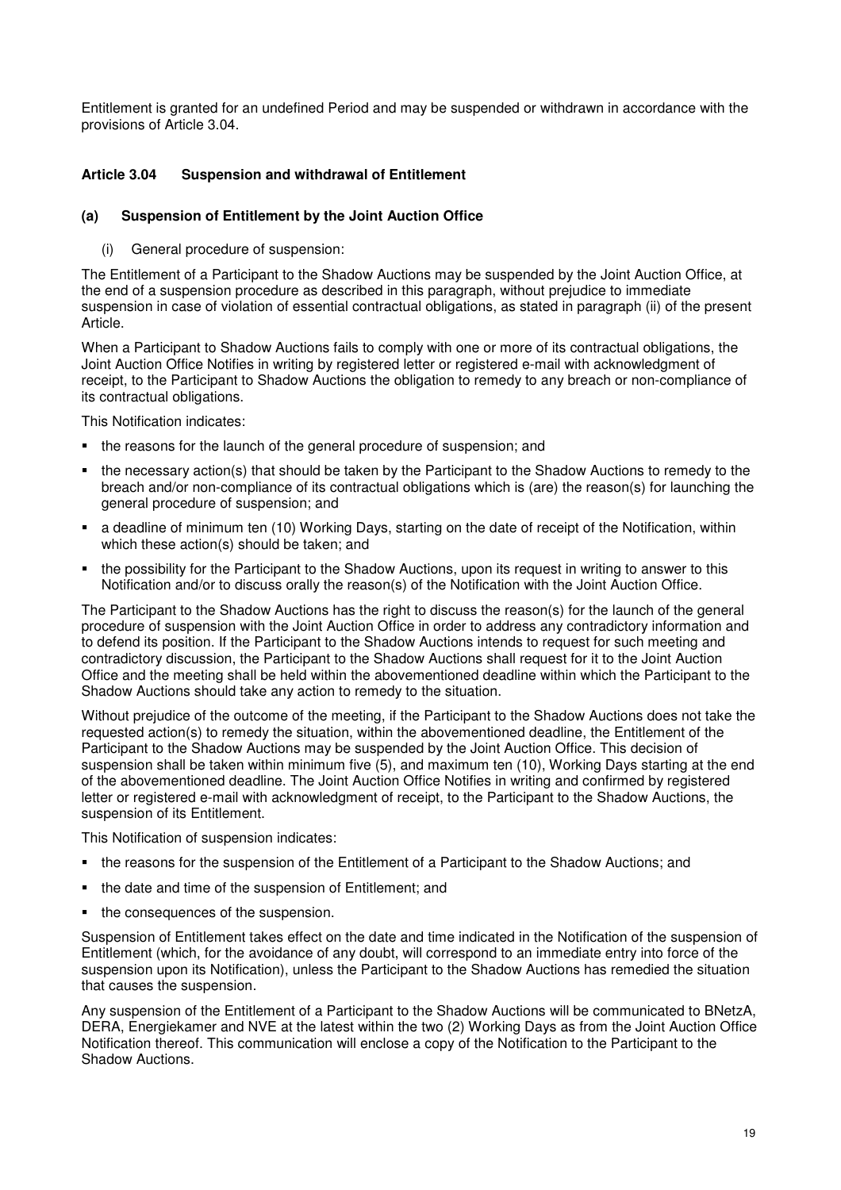Entitlement is granted for an undefined Period and may be suspended or withdrawn in accordance with the provisions of Article 3.04.

### Article 3.04 Suspension and withdrawal of Entitlement

#### (a) Suspension of Entitlement by the Joint Auction Office

(i) General procedure of suspension:

The Entitlement of a Participant to the Shadow Auctions may be suspended by the Joint Auction Office, at the end of a suspension procedure as described in this paragraph, without prejudice to immediate suspension in case of violation of essential contractual obligations, as stated in paragraph (ii) of the present Article.

When a Participant to Shadow Auctions fails to comply with one or more of its contractual obligations, the Joint Auction Office Notifies in writing by registered letter or registered e-mail with acknowledgment of receipt, to the Participant to Shadow Auctions the obligation to remedy to any breach or non-compliance of its contractual obligations.

This Notification indicates:

- the reasons for the launch of the general procedure of suspension; and
- the necessary action(s) that should be taken by the Participant to the Shadow Auctions to remedy to the breach and/or non-compliance of its contractual obligations which is (are) the reason(s) for launching the general procedure of suspension; and
- a deadline of minimum ten (10) Working Days, starting on the date of receipt of the Notification, within which these action(s) should be taken; and
- the possibility for the Participant to the Shadow Auctions, upon its request in writing to answer to this Notification and/or to discuss orally the reason(s) of the Notification with the Joint Auction Office.

The Participant to the Shadow Auctions has the right to discuss the reason(s) for the launch of the general procedure of suspension with the Joint Auction Office in order to address any contradictory information and to defend its position. If the Participant to the Shadow Auctions intends to request for such meeting and contradictory discussion, the Participant to the Shadow Auctions shall request for it to the Joint Auction Office and the meeting shall be held within the abovementioned deadline within which the Participant to the Shadow Auctions should take any action to remedy to the situation.

Without prejudice of the outcome of the meeting, if the Participant to the Shadow Auctions does not take the requested action(s) to remedy the situation, within the abovementioned deadline, the Entitlement of the Participant to the Shadow Auctions may be suspended by the Joint Auction Office. This decision of suspension shall be taken within minimum five (5), and maximum ten (10), Working Days starting at the end of the abovementioned deadline. The Joint Auction Office Notifies in writing and confirmed by registered letter or registered e-mail with acknowledgment of receipt, to the Participant to the Shadow Auctions, the suspension of its Entitlement.

This Notification of suspension indicates:

- the reasons for the suspension of the Entitlement of a Participant to the Shadow Auctions; and
- the date and time of the suspension of Entitlement; and
- the consequences of the suspension.

Suspension of Entitlement takes effect on the date and time indicated in the Notification of the suspension of Entitlement (which, for the avoidance of any doubt, will correspond to an immediate entry into force of the suspension upon its Notification), unless the Participant to the Shadow Auctions has remedied the situation that causes the suspension.

Any suspension of the Entitlement of a Participant to the Shadow Auctions will be communicated to BNetzA, DERA, Energiekamer and NVE at the latest within the two (2) Working Days as from the Joint Auction Office Notification thereof. This communication will enclose a copy of the Notification to the Participant to the Shadow Auctions.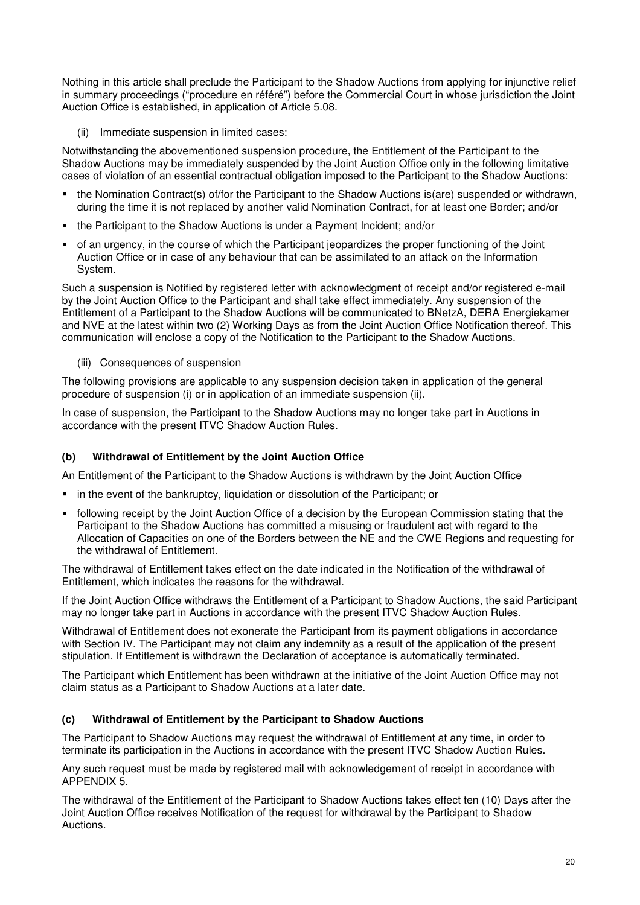Nothing in this article shall preclude the Participant to the Shadow Auctions from applying for injunctive relief in summary proceedings ("procedure en référé") before the Commercial Court in whose jurisdiction the Joint Auction Office is established, in application of Article 5.08.

(ii) Immediate suspension in limited cases:

Notwithstanding the abovementioned suspension procedure, the Entitlement of the Participant to the Shadow Auctions may be immediately suspended by the Joint Auction Office only in the following limitative cases of violation of an essential contractual obligation imposed to the Participant to the Shadow Auctions:

- the Nomination Contract(s) of/for the Participant to the Shadow Auctions is(are) suspended or withdrawn, during the time it is not replaced by another valid Nomination Contract, for at least one Border; and/or
- the Participant to the Shadow Auctions is under a Payment Incident; and/or
- of an urgency, in the course of which the Participant jeopardizes the proper functioning of the Joint Auction Office or in case of any behaviour that can be assimilated to an attack on the Information System.

Such a suspension is Notified by registered letter with acknowledgment of receipt and/or registered e-mail by the Joint Auction Office to the Participant and shall take effect immediately. Any suspension of the Entitlement of a Participant to the Shadow Auctions will be communicated to BNetzA, DERA Energiekamer and NVE at the latest within two (2) Working Days as from the Joint Auction Office Notification thereof. This communication will enclose a copy of the Notification to the Participant to the Shadow Auctions.

(iii) Consequences of suspension

The following provisions are applicable to any suspension decision taken in application of the general procedure of suspension (i) or in application of an immediate suspension (ii).

In case of suspension, the Participant to the Shadow Auctions may no longer take part in Auctions in accordance with the present ITVC Shadow Auction Rules.

### (b) Withdrawal of Entitlement by the Joint Auction Office

An Entitlement of the Participant to the Shadow Auctions is withdrawn by the Joint Auction Office

- in the event of the bankruptcy, liquidation or dissolution of the Participant; or
- following receipt by the Joint Auction Office of a decision by the European Commission stating that the Participant to the Shadow Auctions has committed a misusing or fraudulent act with regard to the Allocation of Capacities on one of the Borders between the NE and the CWE Regions and requesting for the withdrawal of Entitlement.

The withdrawal of Entitlement takes effect on the date indicated in the Notification of the withdrawal of Entitlement, which indicates the reasons for the withdrawal.

If the Joint Auction Office withdraws the Entitlement of a Participant to Shadow Auctions, the said Participant may no longer take part in Auctions in accordance with the present ITVC Shadow Auction Rules.

Withdrawal of Entitlement does not exonerate the Participant from its payment obligations in accordance with Section IV. The Participant may not claim any indemnity as a result of the application of the present stipulation. If Entitlement is withdrawn the Declaration of acceptance is automatically terminated.

The Participant which Entitlement has been withdrawn at the initiative of the Joint Auction Office may not claim status as a Participant to Shadow Auctions at a later date.

### (c) Withdrawal of Entitlement by the Participant to Shadow Auctions

The Participant to Shadow Auctions may request the withdrawal of Entitlement at any time, in order to terminate its participation in the Auctions in accordance with the present ITVC Shadow Auction Rules.

Any such request must be made by registered mail with acknowledgement of receipt in accordance with APPENDIX 5.

The withdrawal of the Entitlement of the Participant to Shadow Auctions takes effect ten (10) Days after the Joint Auction Office receives Notification of the request for withdrawal by the Participant to Shadow Auctions.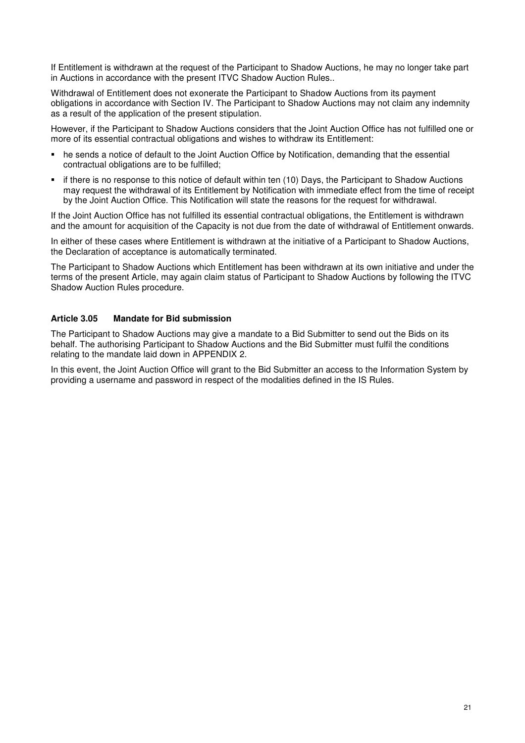If Entitlement is withdrawn at the request of the Participant to Shadow Auctions, he may no longer take part in Auctions in accordance with the present ITVC Shadow Auction Rules..

Withdrawal of Entitlement does not exonerate the Participant to Shadow Auctions from its payment obligations in accordance with Section IV. The Participant to Shadow Auctions may not claim any indemnity as a result of the application of the present stipulation.

However, if the Participant to Shadow Auctions considers that the Joint Auction Office has not fulfilled one or more of its essential contractual obligations and wishes to withdraw its Entitlement:

- he sends a notice of default to the Joint Auction Office by Notification, demanding that the essential contractual obligations are to be fulfilled;
- if there is no response to this notice of default within ten (10) Days, the Participant to Shadow Auctions may request the withdrawal of its Entitlement by Notification with immediate effect from the time of receipt by the Joint Auction Office. This Notification will state the reasons for the request for withdrawal.

If the Joint Auction Office has not fulfilled its essential contractual obligations, the Entitlement is withdrawn and the amount for acquisition of the Capacity is not due from the date of withdrawal of Entitlement onwards.

In either of these cases where Entitlement is withdrawn at the initiative of a Participant to Shadow Auctions, the Declaration of acceptance is automatically terminated.

The Participant to Shadow Auctions which Entitlement has been withdrawn at its own initiative and under the terms of the present Article, may again claim status of Participant to Shadow Auctions by following the ITVC Shadow Auction Rules procedure.

### Article 3.05 Mandate for Bid submission

The Participant to Shadow Auctions may give a mandate to a Bid Submitter to send out the Bids on its behalf. The authorising Participant to Shadow Auctions and the Bid Submitter must fulfil the conditions relating to the mandate laid down in APPENDIX 2.

In this event, the Joint Auction Office will grant to the Bid Submitter an access to the Information System by providing a username and password in respect of the modalities defined in the IS Rules.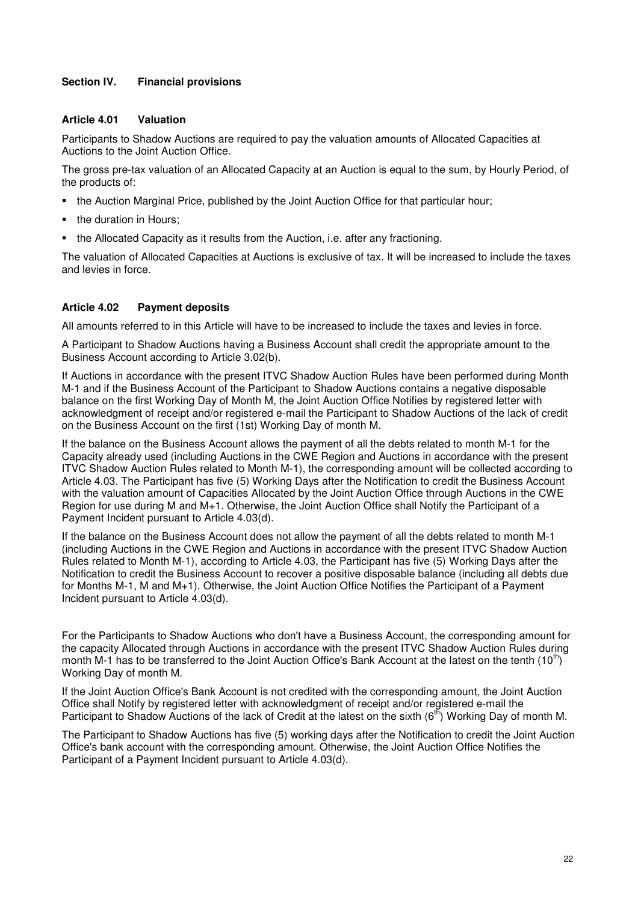## Section IV. Financial provisions

### Article 4.01 Valuation

Participants to Shadow Auctions are required to pay the valuation amounts of Allocated Capacities at Auctions to the Joint Auction Office.

The gross pre-tax valuation of an Allocated Capacity at an Auction is equal to the sum, by Hourly Period, of the products of:

- the Auction Marginal Price, published by the Joint Auction Office for that particular hour;
- the duration in Hours;
- the Allocated Capacity as it results from the Auction, i.e. after any fractioning.

The valuation of Allocated Capacities at Auctions is exclusive of tax. It will be increased to include the taxes and levies in force.

### Article 4.02 Payment deposits

All amounts referred to in this Article will have to be increased to include the taxes and levies in force.

A Participant to Shadow Auctions having a Business Account shall credit the appropriate amount to the Business Account according to Article 3.02(b).

If Auctions in accordance with the present ITVC Shadow Auction Rules have been performed during Month M-1 and if the Business Account of the Participant to Shadow Auctions contains a negative disposable balance on the first Working Day of Month M, the Joint Auction Office Notifies by registered letter with acknowledgment of receipt and/or registered e-mail the Participant to Shadow Auctions of the lack of credit on the Business Account on the first (1st) Working Day of month M.

If the balance on the Business Account allows the payment of all the debts related to month M-1 for the Capacity already used (including Auctions in the CWE Region and Auctions in accordance with the present ITVC Shadow Auction Rules related to Month M-1), the corresponding amount will be collected according to Article 4.03. The Participant has five (5) Working Days after the Notification to credit the Business Account with the valuation amount of Capacities Allocated by the Joint Auction Office through Auctions in the CWE Region for use during M and M+1. Otherwise, the Joint Auction Office shall Notify the Participant of a Payment Incident pursuant to Article 4.03(d).

If the balance on the Business Account does not allow the payment of all the debts related to month M-1 (including Auctions in the CWE Region and Auctions in accordance with the present ITVC Shadow Auction Rules related to Month M-1), according to Article 4.03, the Participant has five (5) Working Days after the Notification to credit the Business Account to recover a positive disposable balance (including all debts due for Months M-1, M and M+1). Otherwise, the Joint Auction Office Notifies the Participant of a Payment Incident pursuant to Article 4.03(d).

For the Participants to Shadow Auctions who don't have a Business Account, the corresponding amount for the capacity Allocated through Auctions in accordance with the present ITVC Shadow Auction Rules during month M-1 has to be transferred to the Joint Auction Office's Bank Account at the latest on the tenth (10th) Working Day of month M.

If the Joint Auction Office's Bank Account is not credited with the corresponding amount, the Joint Auction Office shall Notify by registered letter with acknowledgment of receipt and/or registered e-mail the Participant to Shadow Auctions of the lack of Credit at the latest on the sixth (6th) Working Day of month M.

The Participant to Shadow Auctions has five (5) working days after the Notification to credit the Joint Auction Office's bank account with the corresponding amount. Otherwise, the Joint Auction Office Notifies the Participant of a Payment Incident pursuant to Article 4.03(d).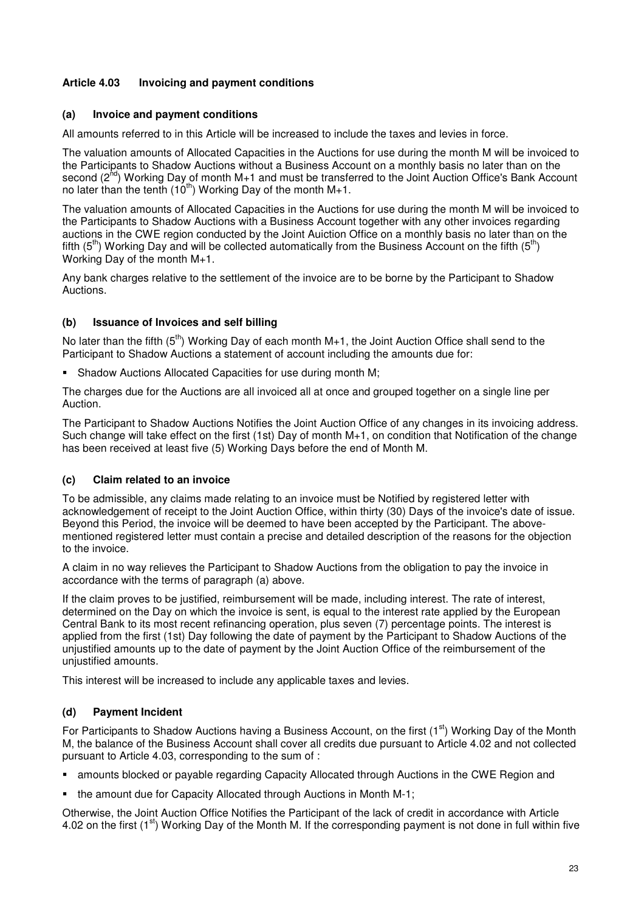### Article 4.03 Invoicing and payment conditions

#### (a) Invoice and payment conditions

All amounts referred to in this Article will be increased to include the taxes and levies in force.

The valuation amounts of Allocated Capacities in the Auctions for use during the month M will be invoiced to the Participants to Shadow Auctions without a Business Account on a monthly basis no later than on the second (2nd) Working Day of month M+1 and must be transferred to the Joint Auction Office's Bank Account no later than the tenth (10th) Working Day of the month M+1.

The valuation amounts of Allocated Capacities in the Auctions for use during the month M will be invoiced to the Participants to Shadow Auctions with a Business Account together with any other invoices regarding auctions in the CWE region conducted by the Joint Auiction Office on a monthly basis no later than on the fifth (5th) Working Day and will be collected automatically from the Business Account on the fifth (5th) Working Day of the month M+1.

Any bank charges relative to the settlement of the invoice are to be borne by the Participant to Shadow Auctions.

#### (b) Issuance of Invoices and self billing

No later than the fifth (5th) Working Day of each month M+1, the Joint Auction Office shall send to the Participant to Shadow Auctions a statement of account including the amounts due for:

- Shadow Auctions Allocated Capacities for use during month M;

The charges due for the Auctions are all invoiced all at once and grouped together on a single line per Auction.

The Participant to Shadow Auctions Notifies the Joint Auction Office of any changes in its invoicing address. Such change will take effect on the first (1st) Day of month M+1, on condition that Notification of the change has been received at least five (5) Working Days before the end of Month M.

#### (c) Claim related to an invoice

To be admissible, any claims made relating to an invoice must be Notified by registered letter with acknowledgement of receipt to the Joint Auction Office, within thirty (30) Days of the invoice's date of issue. Beyond this Period, the invoice will be deemed to have been accepted by the Participant. The above-mentioned registered letter must contain a precise and detailed description of the reasons for the objection to the invoice.

A claim in no way relieves the Participant to Shadow Auctions from the obligation to pay the invoice in accordance with the terms of paragraph (a) above.

If the claim proves to be justified, reimbursement will be made, including interest. The rate of interest, determined on the Day on which the invoice is sent, is equal to the interest rate applied by the European Central Bank to its most recent refinancing operation, plus seven (7) percentage points. The interest is applied from the first (1st) Day following the date of payment by the Participant to Shadow Auctions of the unjustified amounts up to the date of payment by the Joint Auction Office of the reimbursement of the unjustified amounts.

This interest will be increased to include any applicable taxes and levies.

#### (d) Payment Incident

For Participants to Shadow Auctions having a Business Account, on the first (1st) Working Day of the Month M, the balance of the Business Account shall cover all credits due pursuant to Article 4.02 and not collected pursuant to Article 4.03, corresponding to the sum of :

- amounts blocked or payable regarding Capacity Allocated through Auctions in the CWE Region and
- the amount due for Capacity Allocated through Auctions in Month M-1;

Otherwise, the Joint Auction Office Notifies the Participant of the lack of credit in accordance with Article 4.02 on the first (1st) Working Day of the Month M. If the corresponding payment is not done in full within five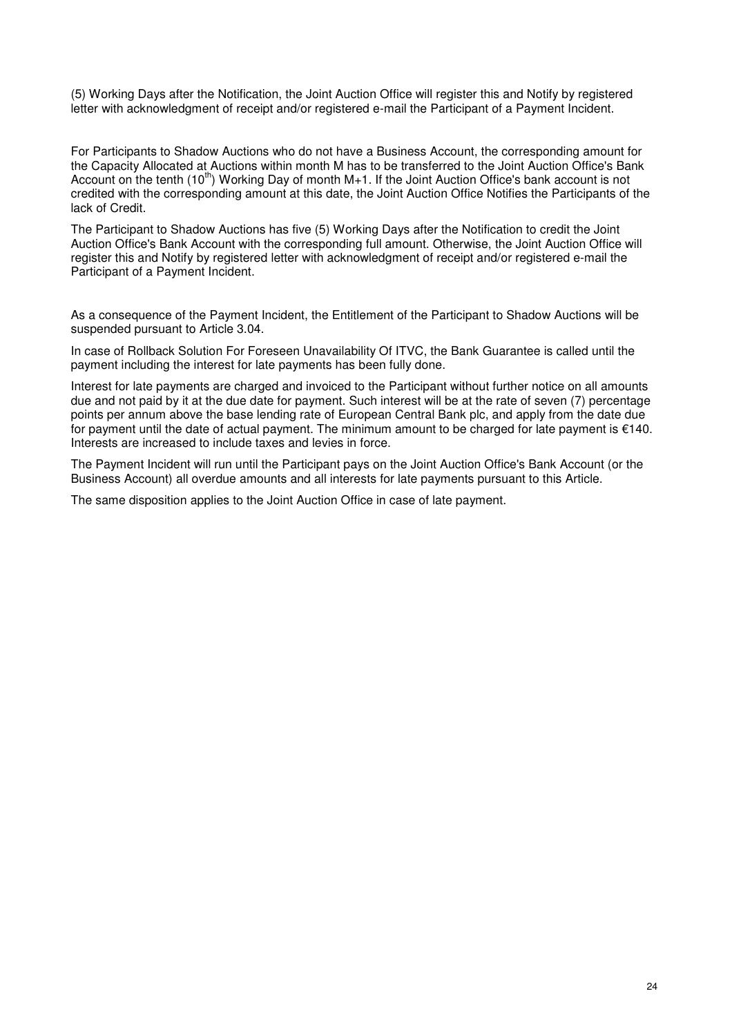(5) Working Days after the Notification, the Joint Auction Office will register this and Notify by registered letter with acknowledgment of receipt and/or registered e-mail the Participant of a Payment Incident.

For Participants to Shadow Auctions who do not have a Business Account, the corresponding amount for the Capacity Allocated at Auctions within month M has to be transferred to the Joint Auction Office's Bank Account on the tenth (10[th]) Working Day of month M+1. If the Joint Auction Office's bank account is not credited with the corresponding amount at this date, the Joint Auction Office Notifies the Participants of the lack of Credit.

The Participant to Shadow Auctions has five (5) Working Days after the Notification to credit the Joint Auction Office's Bank Account with the corresponding full amount. Otherwise, the Joint Auction Office will register this and Notify by registered letter with acknowledgment of receipt and/or registered e-mail the Participant of a Payment Incident.

As a consequence of the Payment Incident, the Entitlement of the Participant to Shadow Auctions will be suspended pursuant to Article 3.04.

In case of Rollback Solution For Foreseen Unavailability Of ITVC, the Bank Guarantee is called until the payment including the interest for late payments has been fully done.

Interest for late payments are charged and invoiced to the Participant without further notice on all amounts due and not paid by it at the due date for payment. Such interest will be at the rate of seven (7) percentage points per annum above the base lending rate of European Central Bank plc, and apply from the date due for payment until the date of actual payment. The minimum amount to be charged for late payment is €140. Interests are increased to include taxes and levies in force.

The Payment Incident will run until the Participant pays on the Joint Auction Office's Bank Account (or the Business Account) all overdue amounts and all interests for late payments pursuant to this Article.

The same disposition applies to the Joint Auction Office in case of late payment.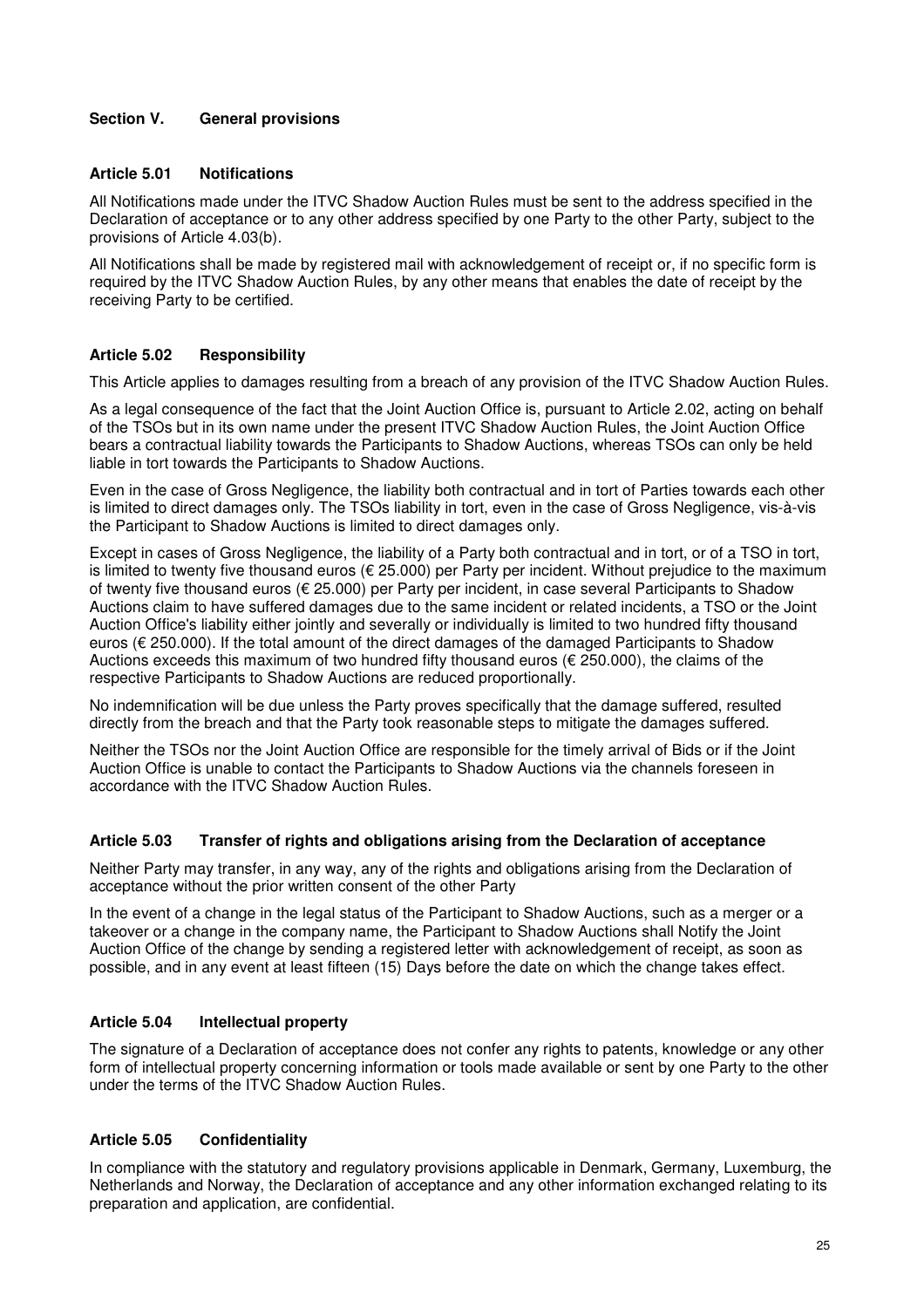## Section V. General provisions

### Article 5.01 Notifications

All Notifications made under the ITVC Shadow Auction Rules must be sent to the address specified in the Declaration of acceptance or to any other address specified by one Party to the other Party, subject to the provisions of Article 4.03(b).

All Notifications shall be made by registered mail with acknowledgement of receipt or, if no specific form is required by the ITVC Shadow Auction Rules, by any other means that enables the date of receipt by the receiving Party to be certified.

### Article 5.02 Responsibility

This Article applies to damages resulting from a breach of any provision of the ITVC Shadow Auction Rules.

As a legal consequence of the fact that the Joint Auction Office is, pursuant to Article 2.02, acting on behalf of the TSOs but in its own name under the present ITVC Shadow Auction Rules, the Joint Auction Office bears a contractual liability towards the Participants to Shadow Auctions, whereas TSOs can only be held liable in tort towards the Participants to Shadow Auctions.

Even in the case of Gross Negligence, the liability both contractual and in tort of Parties towards each other is limited to direct damages only. The TSOs liability in tort, even in the case of Gross Negligence, vis-à-vis the Participant to Shadow Auctions is limited to direct damages only.

Except in cases of Gross Negligence, the liability of a Party both contractual and in tort, or of a TSO in tort, is limited to twenty five thousand euros (€ 25.000) per Party per incident. Without prejudice to the maximum of twenty five thousand euros (€ 25.000) per Party per incident, in case several Participants to Shadow Auctions claim to have suffered damages due to the same incident or related incidents, a TSO or the Joint Auction Office's liability either jointly and severally or individually is limited to two hundred fifty thousand euros (€ 250.000). If the total amount of the direct damages of the damaged Participants to Shadow Auctions exceeds this maximum of two hundred fifty thousand euros (€ 250.000), the claims of the respective Participants to Shadow Auctions are reduced proportionally.

No indemnification will be due unless the Party proves specifically that the damage suffered, resulted directly from the breach and that the Party took reasonable steps to mitigate the damages suffered.

Neither the TSOs nor the Joint Auction Office are responsible for the timely arrival of Bids or if the Joint Auction Office is unable to contact the Participants to Shadow Auctions via the channels foreseen in accordance with the ITVC Shadow Auction Rules.

### Article 5.03 Transfer of rights and obligations arising from the Declaration of acceptance

Neither Party may transfer, in any way, any of the rights and obligations arising from the Declaration of acceptance without the prior written consent of the other Party

In the event of a change in the legal status of the Participant to Shadow Auctions, such as a merger or a takeover or a change in the company name, the Participant to Shadow Auctions shall Notify the Joint Auction Office of the change by sending a registered letter with acknowledgement of receipt, as soon as possible, and in any event at least fifteen (15) Days before the date on which the change takes effect.

### Article 5.04 Intellectual property

The signature of a Declaration of acceptance does not confer any rights to patents, knowledge or any other form of intellectual property concerning information or tools made available or sent by one Party to the other under the terms of the ITVC Shadow Auction Rules.

### Article 5.05 Confidentiality

In compliance with the statutory and regulatory provisions applicable in Denmark, Germany, Luxemburg, the Netherlands and Norway, the Declaration of acceptance and any other information exchanged relating to its preparation and application, are confidential.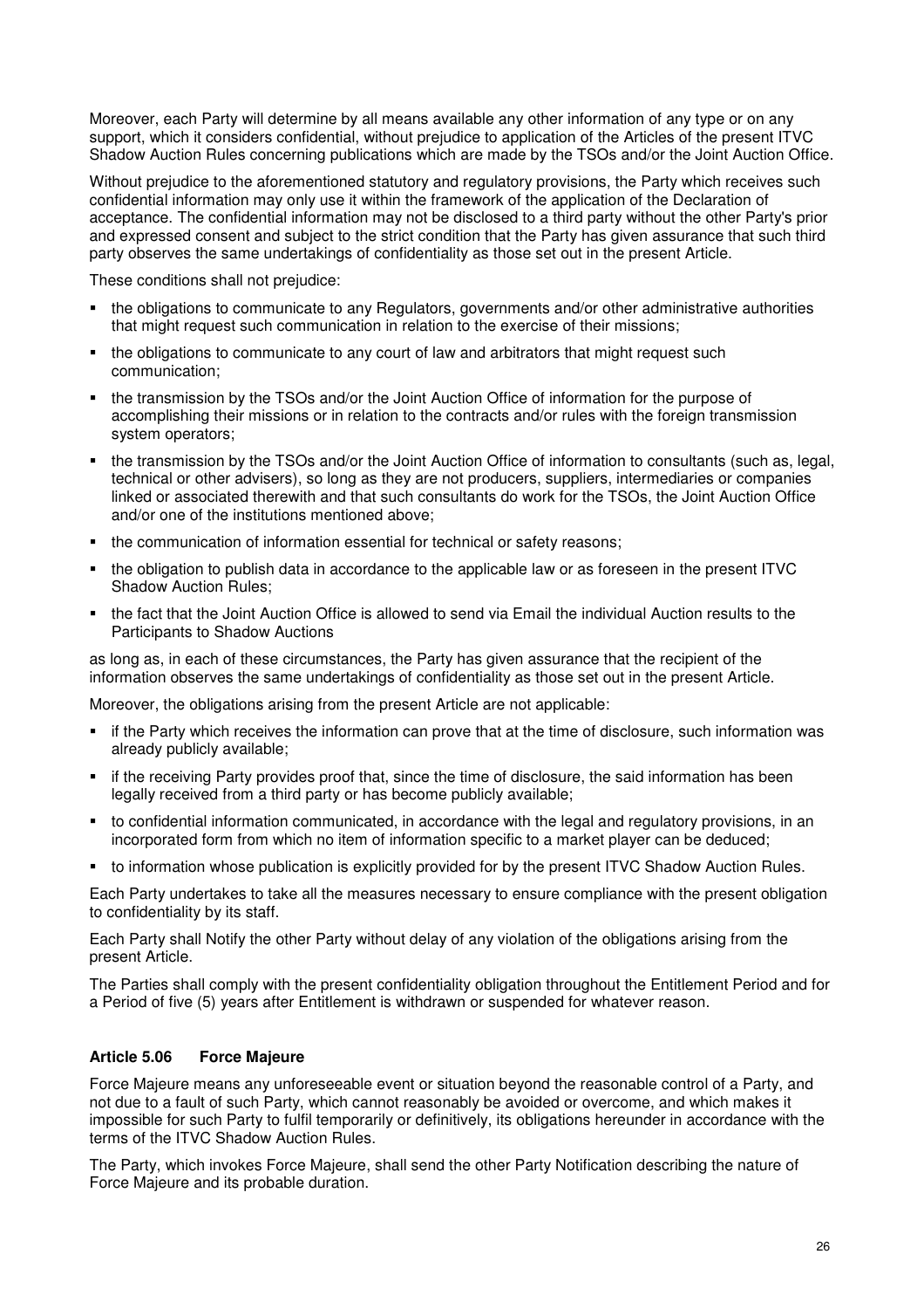Moreover, each Party will determine by all means available any other information of any type or on any support, which it considers confidential, without prejudice to application of the Articles of the present ITVC Shadow Auction Rules concerning publications which are made by the TSOs and/or the Joint Auction Office.

Without prejudice to the aforementioned statutory and regulatory provisions, the Party which receives such confidential information may only use it within the framework of the application of the Declaration of acceptance. The confidential information may not be disclosed to a third party without the other Party's prior and expressed consent and subject to the strict condition that the Party has given assurance that such third party observes the same undertakings of confidentiality as those set out in the present Article.

These conditions shall not prejudice:

- the obligations to communicate to any Regulators, governments and/or other administrative authorities that might request such communication in relation to the exercise of their missions;
- the obligations to communicate to any court of law and arbitrators that might request such communication;
- the transmission by the TSOs and/or the Joint Auction Office of information for the purpose of accomplishing their missions or in relation to the contracts and/or rules with the foreign transmission system operators;
- the transmission by the TSOs and/or the Joint Auction Office of information to consultants (such as, legal, technical or other advisers), so long as they are not producers, suppliers, intermediaries or companies linked or associated therewith and that such consultants do work for the TSOs, the Joint Auction Office and/or one of the institutions mentioned above;
- the communication of information essential for technical or safety reasons;
- the obligation to publish data in accordance to the applicable law or as foreseen in the present ITVC Shadow Auction Rules;
- the fact that the Joint Auction Office is allowed to send via Email the individual Auction results to the Participants to Shadow Auctions

as long as, in each of these circumstances, the Party has given assurance that the recipient of the information observes the same undertakings of confidentiality as those set out in the present Article.

Moreover, the obligations arising from the present Article are not applicable:

- if the Party which receives the information can prove that at the time of disclosure, such information was already publicly available;
- if the receiving Party provides proof that, since the time of disclosure, the said information has been legally received from a third party or has become publicly available;
- to confidential information communicated, in accordance with the legal and regulatory provisions, in an incorporated form from which no item of information specific to a market player can be deduced;
- to information whose publication is explicitly provided for by the present ITVC Shadow Auction Rules.

Each Party undertakes to take all the measures necessary to ensure compliance with the present obligation to confidentiality by its staff.

Each Party shall Notify the other Party without delay of any violation of the obligations arising from the present Article.

The Parties shall comply with the present confidentiality obligation throughout the Entitlement Period and for a Period of five (5) years after Entitlement is withdrawn or suspended for whatever reason.

### Article 5.06 Force Majeure

Force Majeure means any unforeseeable event or situation beyond the reasonable control of a Party, and not due to a fault of such Party, which cannot reasonably be avoided or overcome, and which makes it impossible for such Party to fulfil temporarily or definitively, its obligations hereunder in accordance with the terms of the ITVC Shadow Auction Rules.

The Party, which invokes Force Majeure, shall send the other Party Notification describing the nature of Force Majeure and its probable duration.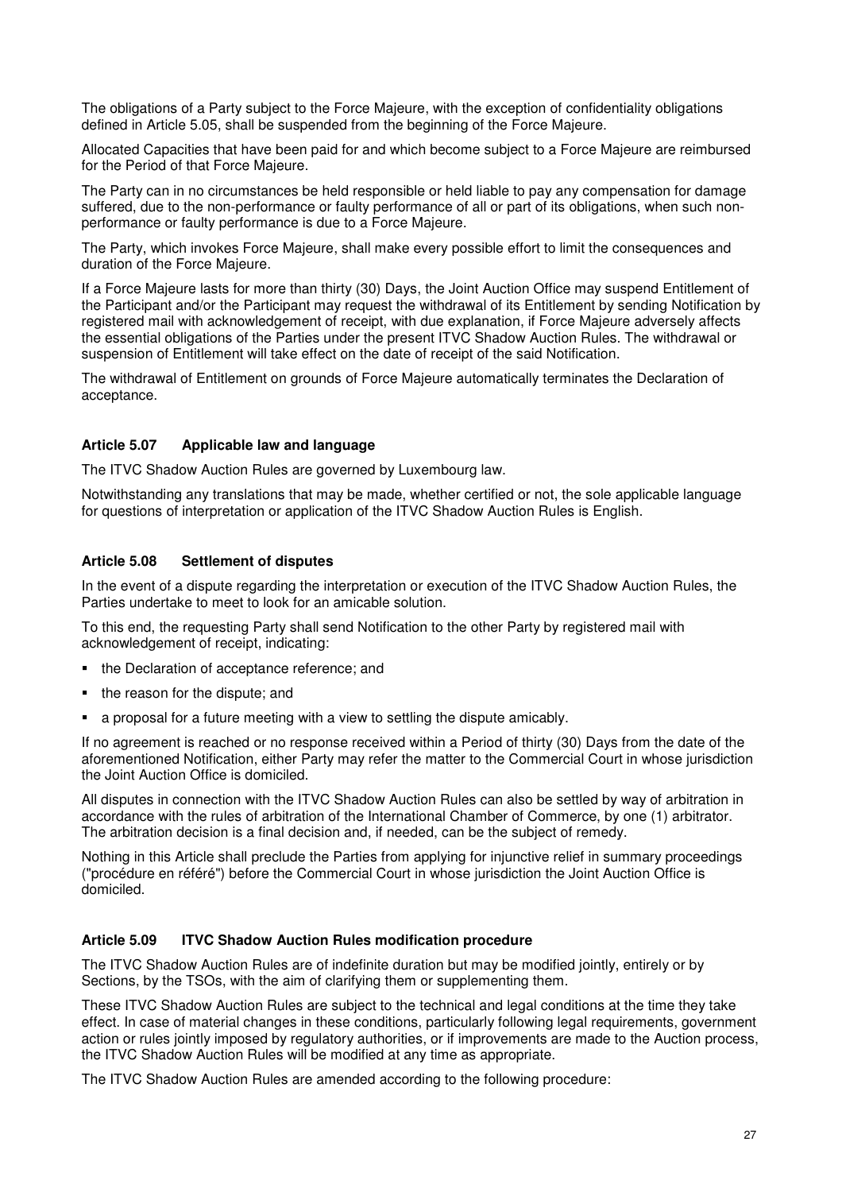The obligations of a Party subject to the Force Majeure, with the exception of confidentiality obligations defined in Article 5.05, shall be suspended from the beginning of the Force Majeure.

Allocated Capacities that have been paid for and which become subject to a Force Majeure are reimbursed for the Period of that Force Majeure.

The Party can in no circumstances be held responsible or held liable to pay any compensation for damage suffered, due to the non-performance or faulty performance of all or part of its obligations, when such non-performance or faulty performance is due to a Force Majeure.

The Party, which invokes Force Majeure, shall make every possible effort to limit the consequences and duration of the Force Majeure.

If a Force Majeure lasts for more than thirty (30) Days, the Joint Auction Office may suspend Entitlement of the Participant and/or the Participant may request the withdrawal of its Entitlement by sending Notification by registered mail with acknowledgement of receipt, with due explanation, if Force Majeure adversely affects the essential obligations of the Parties under the present ITVC Shadow Auction Rules. The withdrawal or suspension of Entitlement will take effect on the date of receipt of the said Notification.

The withdrawal of Entitlement on grounds of Force Majeure automatically terminates the Declaration of acceptance.

### Article 5.07 Applicable law and language

The ITVC Shadow Auction Rules are governed by Luxembourg law.

Notwithstanding any translations that may be made, whether certified or not, the sole applicable language for questions of interpretation or application of the ITVC Shadow Auction Rules is English.

### Article 5.08 Settlement of disputes

In the event of a dispute regarding the interpretation or execution of the ITVC Shadow Auction Rules, the Parties undertake to meet to look for an amicable solution.

To this end, the requesting Party shall send Notification to the other Party by registered mail with acknowledgement of receipt, indicating:

- the Declaration of acceptance reference; and
- the reason for the dispute; and
- a proposal for a future meeting with a view to settling the dispute amicably.

If no agreement is reached or no response received within a Period of thirty (30) Days from the date of the aforementioned Notification, either Party may refer the matter to the Commercial Court in whose jurisdiction the Joint Auction Office is domiciled.

All disputes in connection with the ITVC Shadow Auction Rules can also be settled by way of arbitration in accordance with the rules of arbitration of the International Chamber of Commerce, by one (1) arbitrator. The arbitration decision is a final decision and, if needed, can be the subject of remedy.

Nothing in this Article shall preclude the Parties from applying for injunctive relief in summary proceedings ("procédure en référé") before the Commercial Court in whose jurisdiction the Joint Auction Office is domiciled.

### Article 5.09 ITVC Shadow Auction Rules modification procedure

The ITVC Shadow Auction Rules are of indefinite duration but may be modified jointly, entirely or by Sections, by the TSOs, with the aim of clarifying them or supplementing them.

These ITVC Shadow Auction Rules are subject to the technical and legal conditions at the time they take effect. In case of material changes in these conditions, particularly following legal requirements, government action or rules jointly imposed by regulatory authorities, or if improvements are made to the Auction process, the ITVC Shadow Auction Rules will be modified at any time as appropriate.

The ITVC Shadow Auction Rules are amended according to the following procedure: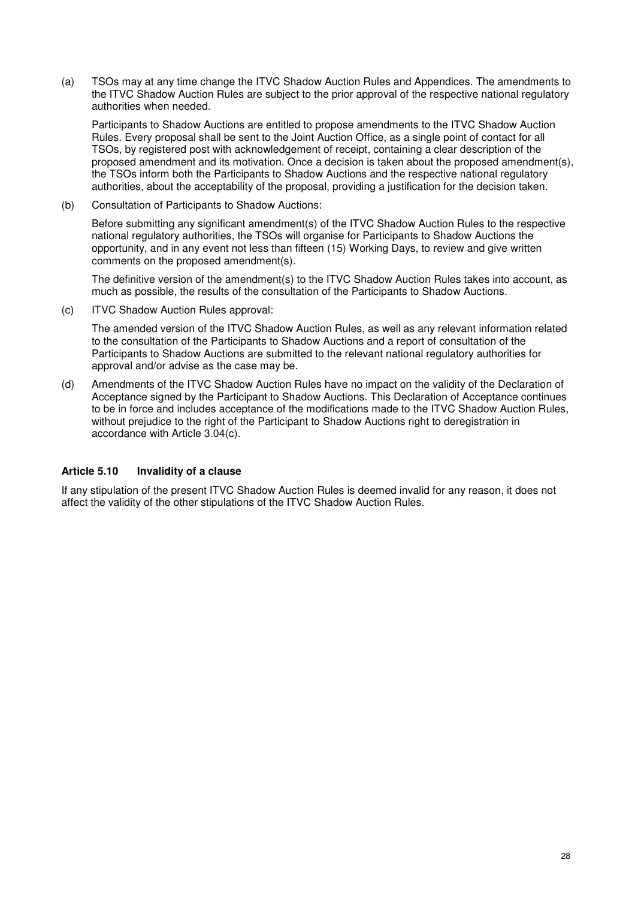(a) TSOs may at any time change the ITVC Shadow Auction Rules and Appendices. The amendments to the ITVC Shadow Auction Rules are subject to the prior approval of the respective national regulatory authorities when needed.

Participants to Shadow Auctions are entitled to propose amendments to the ITVC Shadow Auction Rules. Every proposal shall be sent to the Joint Auction Office, as a single point of contact for all TSOs, by registered post with acknowledgement of receipt, containing a clear description of the proposed amendment and its motivation. Once a decision is taken about the proposed amendment(s), the TSOs inform both the Participants to Shadow Auctions and the respective national regulatory authorities, about the acceptability of the proposal, providing a justification for the decision taken.

(b) Consultation of Participants to Shadow Auctions:

Before submitting any significant amendment(s) of the ITVC Shadow Auction Rules to the respective national regulatory authorities, the TSOs will organise for Participants to Shadow Auctions the opportunity, and in any event not less than fifteen (15) Working Days, to review and give written comments on the proposed amendment(s).

The definitive version of the amendment(s) to the ITVC Shadow Auction Rules takes into account, as much as possible, the results of the consultation of the Participants to Shadow Auctions.

(c) ITVC Shadow Auction Rules approval:

The amended version of the ITVC Shadow Auction Rules, as well as any relevant information related to the consultation of the Participants to Shadow Auctions and a report of consultation of the Participants to Shadow Auctions are submitted to the relevant national regulatory authorities for approval and/or advise as the case may be.

(d) Amendments of the ITVC Shadow Auction Rules have no impact on the validity of the Declaration of Acceptance signed by the Participant to Shadow Auctions. This Declaration of Acceptance continues to be in force and includes acceptance of the modifications made to the ITVC Shadow Auction Rules, without prejudice to the right of the Participant to Shadow Auctions right to deregistration in accordance with Article 3.04(c).

### Article 5.10 Invalidity of a clause

If any stipulation of the present ITVC Shadow Auction Rules is deemed invalid for any reason, it does not affect the validity of the other stipulations of the ITVC Shadow Auction Rules.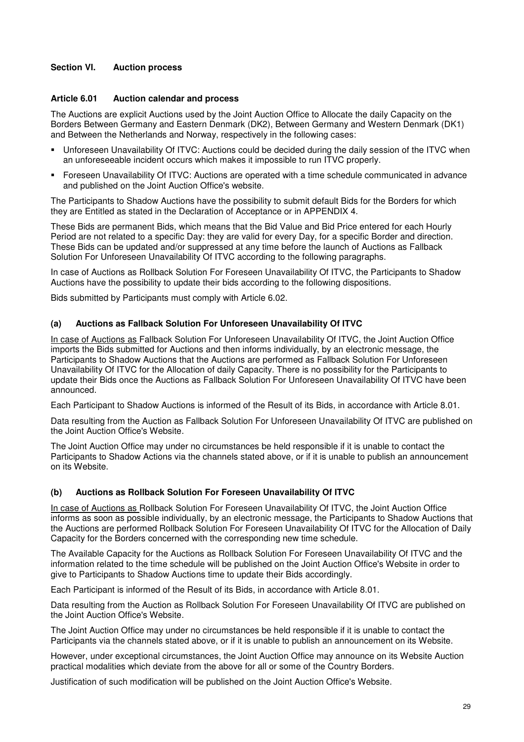## Section VI. Auction process

### Article 6.01 Auction calendar and process

The Auctions are explicit Auctions used by the Joint Auction Office to Allocate the daily Capacity on the Borders Between Germany and Eastern Denmark (DK2), Between Germany and Western Denmark (DK1) and Between the Netherlands and Norway, respectively in the following cases:

- Unforeseen Unavailability Of ITVC: Auctions could be decided during the daily session of the ITVC when an unforeseeable incident occurs which makes it impossible to run ITVC properly.
- Foreseen Unavailability Of ITVC: Auctions are operated with a time schedule communicated in advance and published on the Joint Auction Office's website.

The Participants to Shadow Auctions have the possibility to submit default Bids for the Borders for which they are Entitled as stated in the Declaration of Acceptance or in APPENDIX 4.

These Bids are permanent Bids, which means that the Bid Value and Bid Price entered for each Hourly Period are not related to a specific Day: they are valid for every Day, for a specific Border and direction. These Bids can be updated and/or suppressed at any time before the launch of Auctions as Fallback Solution For Unforeseen Unavailability Of ITVC according to the following paragraphs.

In case of Auctions as Rollback Solution For Foreseen Unavailability Of ITVC, the Participants to Shadow Auctions have the possibility to update their bids according to the following dispositions.

Bids submitted by Participants must comply with Article 6.02.

#### (a) Auctions as Fallback Solution For Unforeseen Unavailability Of ITVC

In case of Auctions as Fallback Solution For Unforeseen Unavailability Of ITVC, the Joint Auction Office imports the Bids submitted for Auctions and then informs individually, by an electronic message, the Participants to Shadow Auctions that the Auctions are performed as Fallback Solution For Unforeseen Unavailability Of ITVC for the Allocation of daily Capacity. There is no possibility for the Participants to update their Bids once the Auctions as Fallback Solution For Unforeseen Unavailability Of ITVC have been announced.

Each Participant to Shadow Auctions is informed of the Result of its Bids, in accordance with Article 8.01.

Data resulting from the Auction as Fallback Solution For Unforeseen Unavailability Of ITVC are published on the Joint Auction Office's Website.

The Joint Auction Office may under no circumstances be held responsible if it is unable to contact the Participants to Shadow Actions via the channels stated above, or if it is unable to publish an announcement on its Website.

#### (b) Auctions as Rollback Solution For Foreseen Unavailability Of ITVC

In case of Auctions as Rollback Solution For Foreseen Unavailability Of ITVC, the Joint Auction Office informs as soon as possible individually, by an electronic message, the Participants to Shadow Auctions that the Auctions are performed Rollback Solution For Foreseen Unavailability Of ITVC for the Allocation of Daily Capacity for the Borders concerned with the corresponding new time schedule.

The Available Capacity for the Auctions as Rollback Solution For Foreseen Unavailability Of ITVC and the information related to the time schedule will be published on the Joint Auction Office's Website in order to give to Participants to Shadow Auctions time to update their Bids accordingly.

Each Participant is informed of the Result of its Bids, in accordance with Article 8.01.

Data resulting from the Auction as Rollback Solution For Foreseen Unavailability Of ITVC are published on the Joint Auction Office's Website.

The Joint Auction Office may under no circumstances be held responsible if it is unable to contact the Participants via the channels stated above, or if it is unable to publish an announcement on its Website.

However, under exceptional circumstances, the Joint Auction Office may announce on its Website Auction practical modalities which deviate from the above for all or some of the Country Borders.

Justification of such modification will be published on the Joint Auction Office's Website.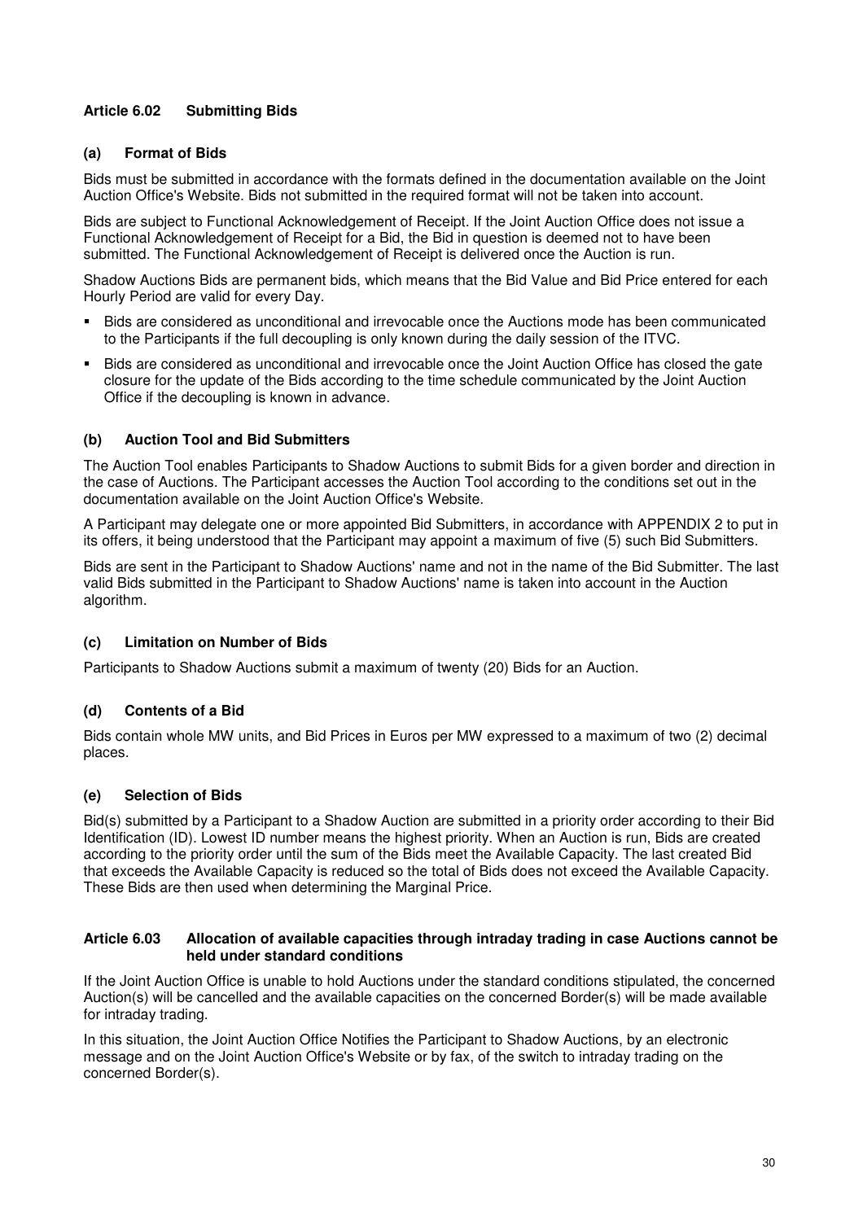### Article 6.02 Submitting Bids

#### (a) Format of Bids

Bids must be submitted in accordance with the formats defined in the documentation available on the Joint Auction Office's Website. Bids not submitted in the required format will not be taken into account.

Bids are subject to Functional Acknowledgement of Receipt. If the Joint Auction Office does not issue a Functional Acknowledgement of Receipt for a Bid, the Bid in question is deemed not to have been submitted. The Functional Acknowledgement of Receipt is delivered once the Auction is run.

Shadow Auctions Bids are permanent bids, which means that the Bid Value and Bid Price entered for each Hourly Period are valid for every Day.

- Bids are considered as unconditional and irrevocable once the Auctions mode has been communicated to the Participants if the full decoupling is only known during the daily session of the ITVC.
- Bids are considered as unconditional and irrevocable once the Joint Auction Office has closed the gate closure for the update of the Bids according to the time schedule communicated by the Joint Auction Office if the decoupling is known in advance.

#### (b) Auction Tool and Bid Submitters

The Auction Tool enables Participants to Shadow Auctions to submit Bids for a given border and direction in the case of Auctions. The Participant accesses the Auction Tool according to the conditions set out in the documentation available on the Joint Auction Office's Website.

A Participant may delegate one or more appointed Bid Submitters, in accordance with APPENDIX 2 to put in its offers, it being understood that the Participant may appoint a maximum of five (5) such Bid Submitters.

Bids are sent in the Participant to Shadow Auctions' name and not in the name of the Bid Submitter. The last valid Bids submitted in the Participant to Shadow Auctions' name is taken into account in the Auction algorithm.

#### (c) Limitation on Number of Bids

Participants to Shadow Auctions submit a maximum of twenty (20) Bids for an Auction.

#### (d) Contents of a Bid

Bids contain whole MW units, and Bid Prices in Euros per MW expressed to a maximum of two (2) decimal places.

#### (e) Selection of Bids

Bid(s) submitted by a Participant to a Shadow Auction are submitted in a priority order according to their Bid Identification (ID). Lowest ID number means the highest priority. When an Auction is run, Bids are created according to the priority order until the sum of the Bids meet the Available Capacity. The last created Bid that exceeds the Available Capacity is reduced so the total of Bids does not exceed the Available Capacity. These Bids are then used when determining the Marginal Price.

### Article 6.03 Allocation of available capacities through intraday trading in case Auctions cannot be held under standard conditions

If the Joint Auction Office is unable to hold Auctions under the standard conditions stipulated, the concerned Auction(s) will be cancelled and the available capacities on the concerned Border(s) will be made available for intraday trading.

In this situation, the Joint Auction Office Notifies the Participant to Shadow Auctions, by an electronic message and on the Joint Auction Office's Website or by fax, of the switch to intraday trading on the concerned Border(s).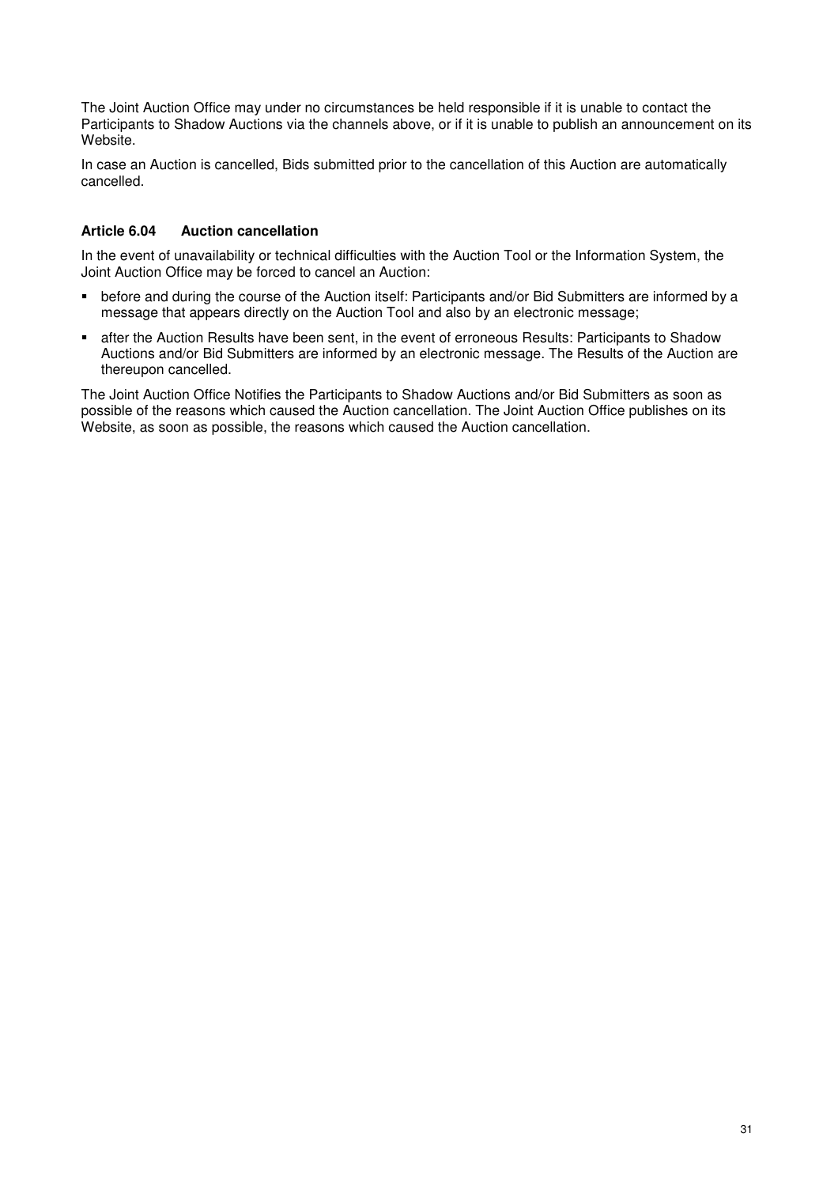The Joint Auction Office may under no circumstances be held responsible if it is unable to contact the Participants to Shadow Auctions via the channels above, or if it is unable to publish an announcement on its Website.

In case an Auction is cancelled, Bids submitted prior to the cancellation of this Auction are automatically cancelled.

### Article 6.04 Auction cancellation

In the event of unavailability or technical difficulties with the Auction Tool or the Information System, the Joint Auction Office may be forced to cancel an Auction:

- before and during the course of the Auction itself: Participants and/or Bid Submitters are informed by a message that appears directly on the Auction Tool and also by an electronic message;
- after the Auction Results have been sent, in the event of erroneous Results: Participants to Shadow Auctions and/or Bid Submitters are informed by an electronic message. The Results of the Auction are thereupon cancelled.

The Joint Auction Office Notifies the Participants to Shadow Auctions and/or Bid Submitters as soon as possible of the reasons which caused the Auction cancellation. The Joint Auction Office publishes on its Website, as soon as possible, the reasons which caused the Auction cancellation.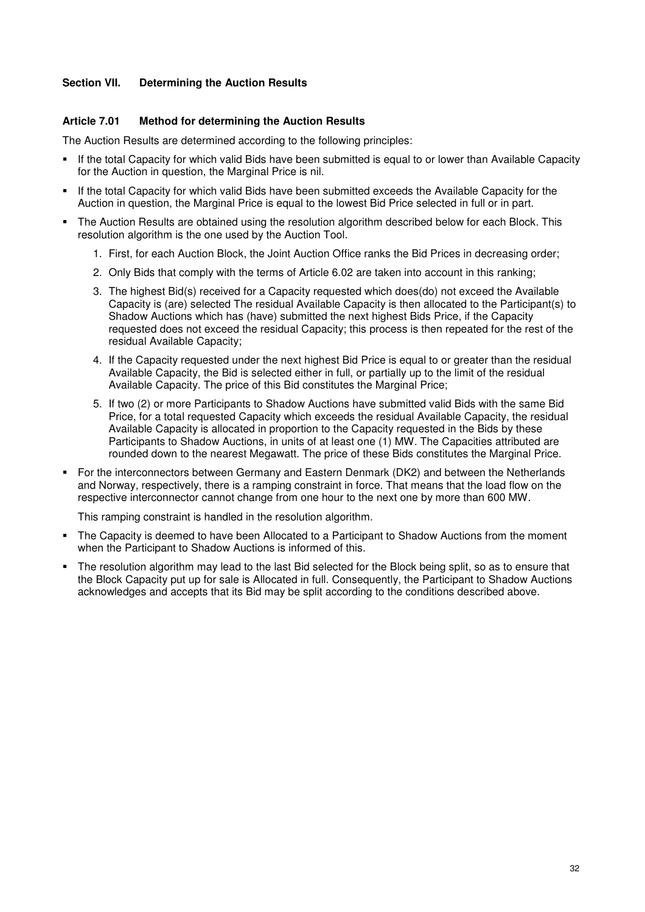## Section VII. Determining the Auction Results

### Article 7.01 Method for determining the Auction Results

The Auction Results are determined according to the following principles:

- If the total Capacity for which valid Bids have been submitted is equal to or lower than Available Capacity for the Auction in question, the Marginal Price is nil.
- If the total Capacity for which valid Bids have been submitted exceeds the Available Capacity for the Auction in question, the Marginal Price is equal to the lowest Bid Price selected in full or in part.
- The Auction Results are obtained using the resolution algorithm described below for each Block. This resolution algorithm is the one used by the Auction Tool.
  1. First, for each Auction Block, the Joint Auction Office ranks the Bid Prices in decreasing order;
  2. Only Bids that comply with the terms of Article 6.02 are taken into account in this ranking;
  3. The highest Bid(s) received for a Capacity requested which does(do) not exceed the Available Capacity is (are) selected The residual Available Capacity is then allocated to the Participant(s) to Shadow Auctions which has (have) submitted the next highest Bids Price, if the Capacity requested does not exceed the residual Capacity; this process is then repeated for the rest of the residual Available Capacity;
  4. If the Capacity requested under the next highest Bid Price is equal to or greater than the residual Available Capacity, the Bid is selected either in full, or partially up to the limit of the residual Available Capacity. The price of this Bid constitutes the Marginal Price;
  5. If two (2) or more Participants to Shadow Auctions have submitted valid Bids with the same Bid Price, for a total requested Capacity which exceeds the residual Available Capacity, the residual Available Capacity is allocated in proportion to the Capacity requested in the Bids by these Participants to Shadow Auctions, in units of at least one (1) MW. The Capacities attributed are rounded down to the nearest Megawatt. The price of these Bids constitutes the Marginal Price.
- For the interconnectors between Germany and Eastern Denmark (DK2) and between the Netherlands and Norway, respectively, there is a ramping constraint in force. That means that the load flow on the respective interconnector cannot change from one hour to the next one by more than 600 MW.

  This ramping constraint is handled in the resolution algorithm.
- The Capacity is deemed to have been Allocated to a Participant to Shadow Auctions from the moment when the Participant to Shadow Auctions is informed of this.
- The resolution algorithm may lead to the last Bid selected for the Block being split, so as to ensure that the Block Capacity put up for sale is Allocated in full. Consequently, the Participant to Shadow Auctions acknowledges and accepts that its Bid may be split according to the conditions described above.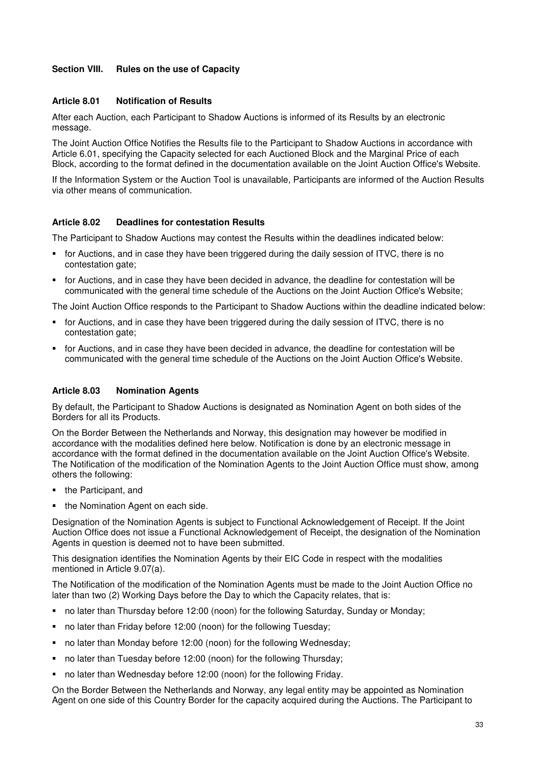## Section VIII. Rules on the use of Capacity

### Article 8.01 Notification of Results

After each Auction, each Participant to Shadow Auctions is informed of its Results by an electronic message.

The Joint Auction Office Notifies the Results file to the Participant to Shadow Auctions in accordance with Article 6.01, specifying the Capacity selected for each Auctioned Block and the Marginal Price of each Block, according to the format defined in the documentation available on the Joint Auction Office's Website.

If the Information System or the Auction Tool is unavailable, Participants are informed of the Auction Results via other means of communication.

### Article 8.02 Deadlines for contestation Results

The Participant to Shadow Auctions may contest the Results within the deadlines indicated below:

- for Auctions, and in case they have been triggered during the daily session of ITVC, there is no contestation gate;
- for Auctions, and in case they have been decided in advance, the deadline for contestation will be communicated with the general time schedule of the Auctions on the Joint Auction Office's Website;

The Joint Auction Office responds to the Participant to Shadow Auctions within the deadline indicated below:

- for Auctions, and in case they have been triggered during the daily session of ITVC, there is no contestation gate;
- for Auctions, and in case they have been decided in advance, the deadline for contestation will be communicated with the general time schedule of the Auctions on the Joint Auction Office's Website.

### Article 8.03 Nomination Agents

By default, the Participant to Shadow Auctions is designated as Nomination Agent on both sides of the Borders for all its Products.

On the Border Between the Netherlands and Norway, this designation may however be modified in accordance with the modalities defined here below. Notification is done by an electronic message in accordance with the format defined in the documentation available on the Joint Auction Office's Website. The Notification of the modification of the Nomination Agents to the Joint Auction Office must show, among others the following:

- the Participant, and
- the Nomination Agent on each side.

Designation of the Nomination Agents is subject to Functional Acknowledgement of Receipt. If the Joint Auction Office does not issue a Functional Acknowledgement of Receipt, the designation of the Nomination Agents in question is deemed not to have been submitted.

This designation identifies the Nomination Agents by their EIC Code in respect with the modalities mentioned in Article 9.07(a).

The Notification of the modification of the Nomination Agents must be made to the Joint Auction Office no later than two (2) Working Days before the Day to which the Capacity relates, that is:

- no later than Thursday before 12:00 (noon) for the following Saturday, Sunday or Monday;
- no later than Friday before 12:00 (noon) for the following Tuesday;
- no later than Monday before 12:00 (noon) for the following Wednesday;
- no later than Tuesday before 12:00 (noon) for the following Thursday;
- no later than Wednesday before 12:00 (noon) for the following Friday.

On the Border Between the Netherlands and Norway, any legal entity may be appointed as Nomination Agent on one side of this Country Border for the capacity acquired during the Auctions. The Participant to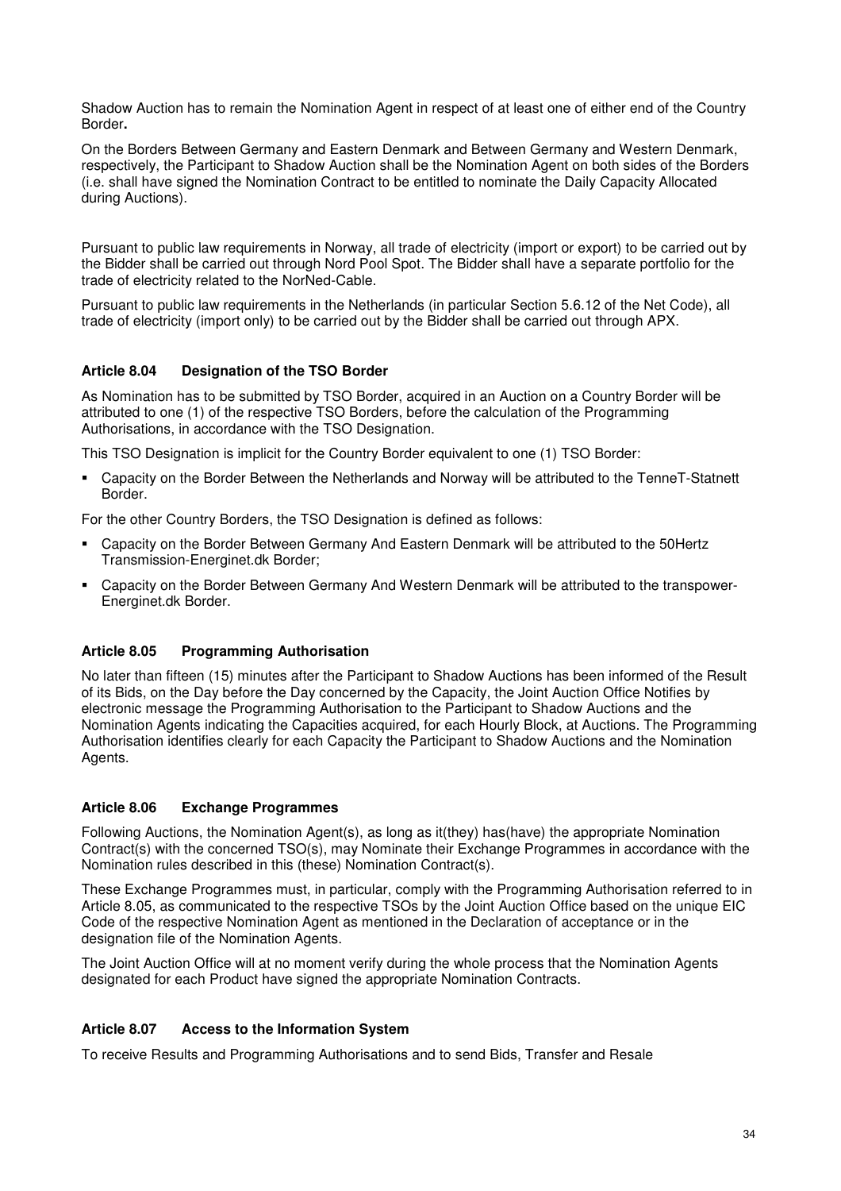Shadow Auction has to remain the Nomination Agent in respect of at least one of either end of the Country Border**.**

On the Borders Between Germany and Eastern Denmark and Between Germany and Western Denmark, respectively, the Participant to Shadow Auction shall be the Nomination Agent on both sides of the Borders (i.e. shall have signed the Nomination Contract to be entitled to nominate the Daily Capacity Allocated during Auctions).

Pursuant to public law requirements in Norway, all trade of electricity (import or export) to be carried out by the Bidder shall be carried out through Nord Pool Spot. The Bidder shall have a separate portfolio for the trade of electricity related to the NorNed-Cable.

Pursuant to public law requirements in the Netherlands (in particular Section 5.6.12 of the Net Code), all trade of electricity (import only) to be carried out by the Bidder shall be carried out through APX.

### Article 8.04 Designation of the TSO Border

As Nomination has to be submitted by TSO Border, acquired in an Auction on a Country Border will be attributed to one (1) of the respective TSO Borders, before the calculation of the Programming Authorisations, in accordance with the TSO Designation.

This TSO Designation is implicit for the Country Border equivalent to one (1) TSO Border:

- Capacity on the Border Between the Netherlands and Norway will be attributed to the TenneT-Statnett Border.

For the other Country Borders, the TSO Designation is defined as follows:

- Capacity on the Border Between Germany And Eastern Denmark will be attributed to the 50Hertz Transmission-Energinet.dk Border;
- Capacity on the Border Between Germany And Western Denmark will be attributed to the transpower-Energinet.dk Border.

### Article 8.05 Programming Authorisation

No later than fifteen (15) minutes after the Participant to Shadow Auctions has been informed of the Result of its Bids, on the Day before the Day concerned by the Capacity, the Joint Auction Office Notifies by electronic message the Programming Authorisation to the Participant to Shadow Auctions and the Nomination Agents indicating the Capacities acquired, for each Hourly Block, at Auctions. The Programming Authorisation identifies clearly for each Capacity the Participant to Shadow Auctions and the Nomination Agents.

### Article 8.06 Exchange Programmes

Following Auctions, the Nomination Agent(s), as long as it(they) has(have) the appropriate Nomination Contract(s) with the concerned TSO(s), may Nominate their Exchange Programmes in accordance with the Nomination rules described in this (these) Nomination Contract(s).

These Exchange Programmes must, in particular, comply with the Programming Authorisation referred to in Article 8.05, as communicated to the respective TSOs by the Joint Auction Office based on the unique EIC Code of the respective Nomination Agent as mentioned in the Declaration of acceptance or in the designation file of the Nomination Agents.

The Joint Auction Office will at no moment verify during the whole process that the Nomination Agents designated for each Product have signed the appropriate Nomination Contracts.

### Article 8.07 Access to the Information System

To receive Results and Programming Authorisations and to send Bids, Transfer and Resale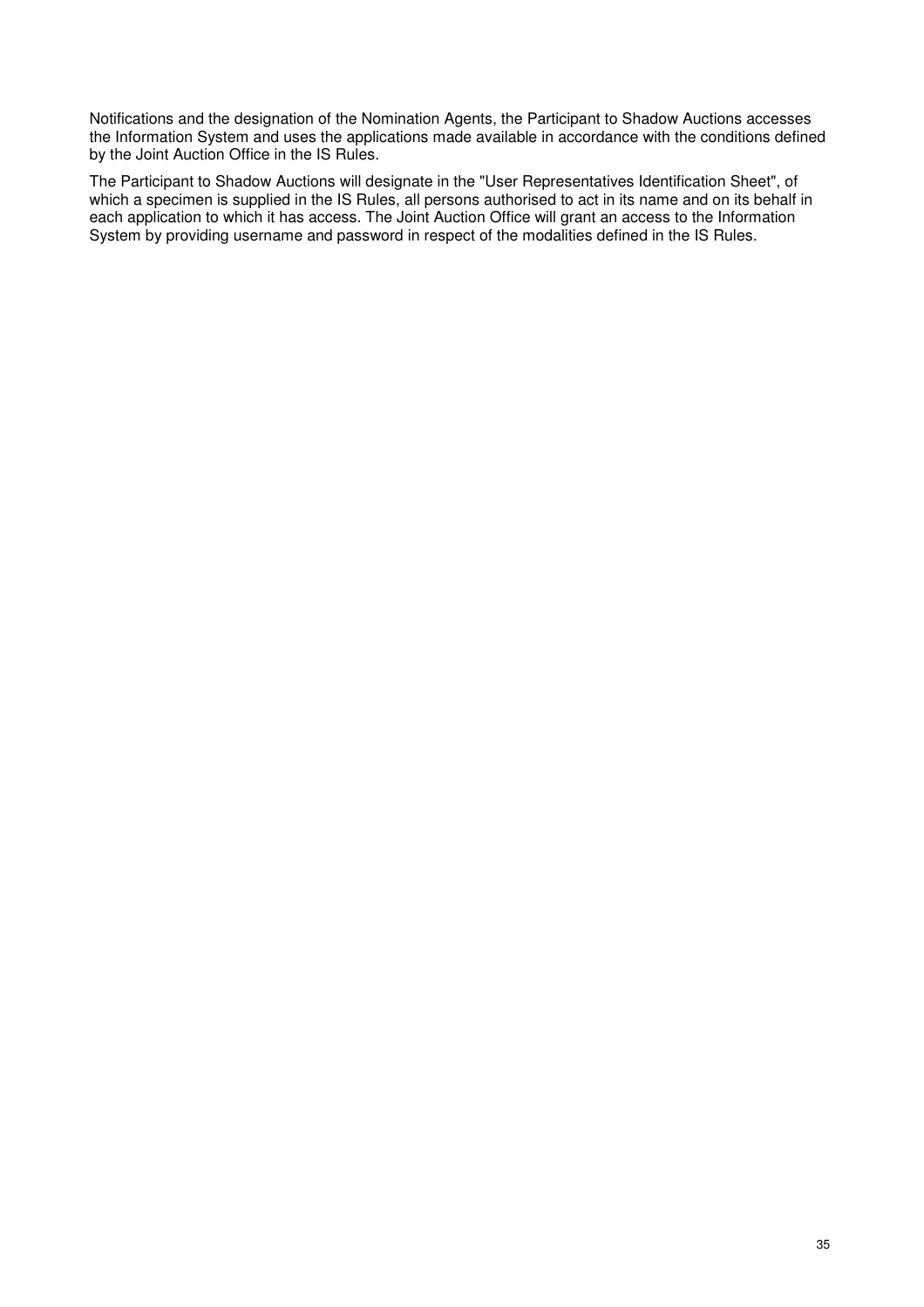Notifications and the designation of the Nomination Agents, the Participant to Shadow Auctions accesses the Information System and uses the applications made available in accordance with the conditions defined by the Joint Auction Office in the IS Rules.

The Participant to Shadow Auctions will designate in the "User Representatives Identification Sheet", of which a specimen is supplied in the IS Rules, all persons authorised to act in its name and on its behalf in each application to which it has access. The Joint Auction Office will grant an access to the Information System by providing username and password in respect of the modalities defined in the IS Rules.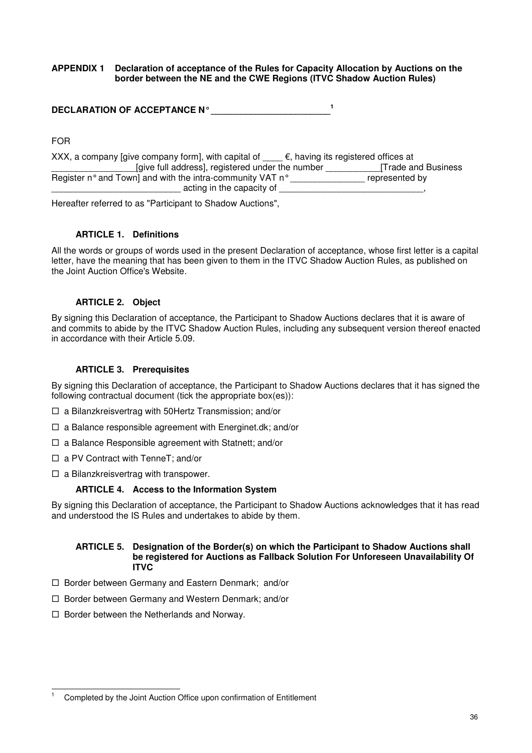**APPENDIX 1 Declaration of acceptance of the Rules for Capacity Allocation by Auctions on the border between the NE and the CWE Regions (ITVC Shadow Auction Rules)**

**DECLARATION OF ACCEPTANCE N° ________________________[1]**

FOR

XXX, a company [give company form], with capital of ____ €, having its registered offices at _________________[give full address], registered under the number ___________[Trade and Business Register n° and Town] and with the intra-community VAT n° _______________ represented by __________________________ acting in the capacity of ______________________________,

Hereafter referred to as "Participant to Shadow Auctions",

### ARTICLE 1. Definitions

All the words or groups of words used in the present Declaration of acceptance, whose first letter is a capital letter, have the meaning that has been given to them in the ITVC Shadow Auction Rules, as published on the Joint Auction Office's Website.

### ARTICLE 2. Object

By signing this Declaration of acceptance, the Participant to Shadow Auctions declares that it is aware of and commits to abide by the ITVC Shadow Auction Rules, including any subsequent version thereof enacted in accordance with their Article 5.09.

### ARTICLE 3. Prerequisites

By signing this Declaration of acceptance, the Participant to Shadow Auctions declares that it has signed the following contractual document (tick the appropriate box(es)):

- ☐ a Bilanzkreisvertrag with 50Hertz Transmission; and/or
- ☐ a Balance responsible agreement with Energinet.dk; and/or
- ☐ a Balance Responsible agreement with Statnett; and/or
- ☐ a PV Contract with TenneT; and/or
- ☐ a Bilanzkreisvertrag with transpower.

### ARTICLE 4. Access to the Information System

By signing this Declaration of acceptance, the Participant to Shadow Auctions acknowledges that it has read and understood the IS Rules and undertakes to abide by them.

### ARTICLE 5. Designation of the Border(s) on which the Participant to Shadow Auctions shall be registered for Auctions as Fallback Solution For Unforeseen Unavailability Of ITVC

- ☐ Border between Germany and Eastern Denmark; and/or
- ☐ Border between Germany and Western Denmark; and/or
- ☐ Border between the Netherlands and Norway.

---

[1] Completed by the Joint Auction Office upon confirmation of Entitlement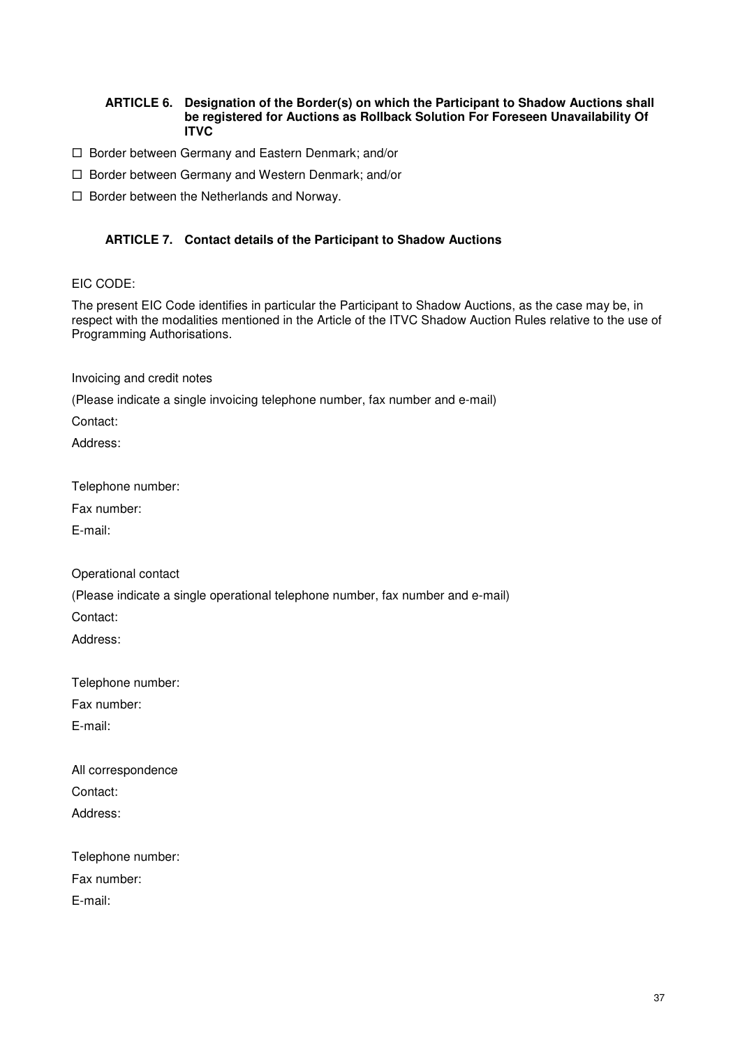### ARTICLE 6. Designation of the Border(s) on which the Participant to Shadow Auctions shall be registered for Auctions as Rollback Solution For Foreseen Unavailability Of ITVC

- ☐ Border between Germany and Eastern Denmark; and/or
- ☐ Border between Germany and Western Denmark; and/or
- ☐ Border between the Netherlands and Norway.

### ARTICLE 7. Contact details of the Participant to Shadow Auctions

EIC CODE:

The present EIC Code identifies in particular the Participant to Shadow Auctions, as the case may be, in respect with the modalities mentioned in the Article of the ITVC Shadow Auction Rules relative to the use of Programming Authorisations.

Invoicing and credit notes

(Please indicate a single invoicing telephone number, fax number and e-mail)

Contact:

Address:

Telephone number:

Fax number:

E-mail:

Operational contact

(Please indicate a single operational telephone number, fax number and e-mail)

Contact:

Address:

Telephone number:

Fax number:

E-mail:

All correspondence

Contact:

Address:

Telephone number:

Fax number:

E-mail: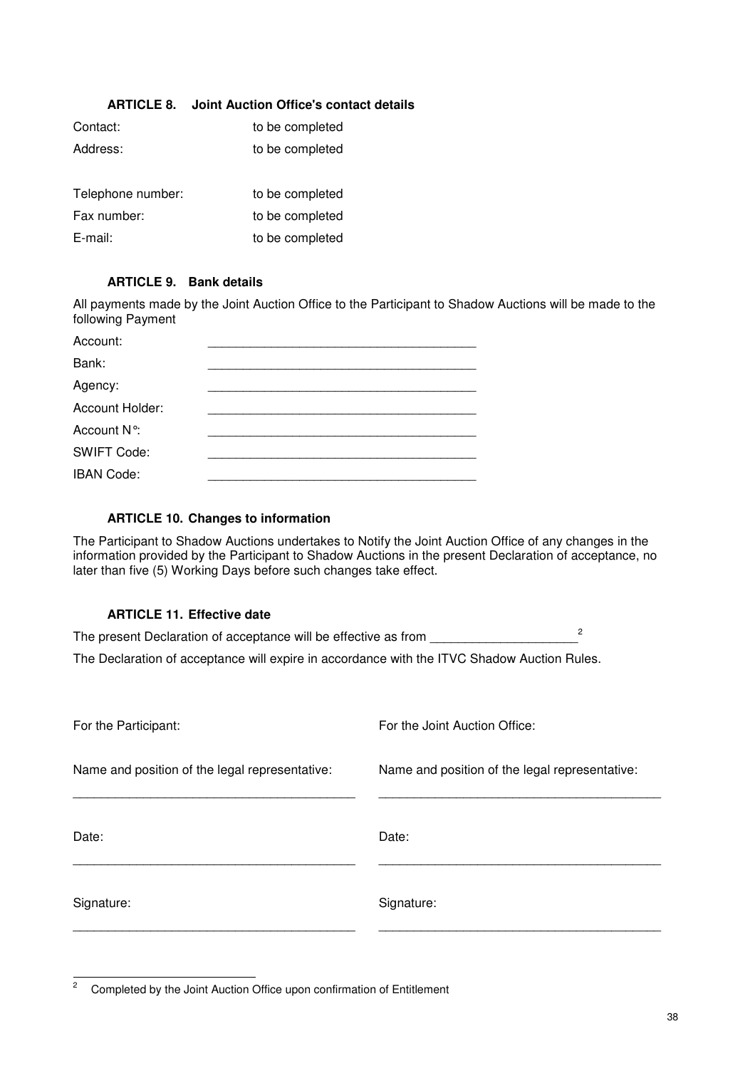### ARTICLE 8. Joint Auction Office's contact details

| | |
|---|---|
| Contact: | to be completed |
| Address: | to be completed |
| Telephone number: | to be completed |
| Fax number: | to be completed |
| E-mail: | to be completed |

### ARTICLE 9. Bank details

All payments made by the Joint Auction Office to the Participant to Shadow Auctions will be made to the following Payment

| | |
|---|---|
| Account: | ______________________________________ |
| Bank: | ______________________________________ |
| Agency: | ______________________________________ |
| Account Holder: | ______________________________________ |
| Account N°: | ______________________________________ |
| SWIFT Code: | ______________________________________ |
| IBAN Code: | ______________________________________ |

### ARTICLE 10. Changes to information

The Participant to Shadow Auctions undertakes to Notify the Joint Auction Office of any changes in the information provided by the Participant to Shadow Auctions in the present Declaration of acceptance, no later than five (5) Working Days before such changes take effect.

### ARTICLE 11. Effective date

The present Declaration of acceptance will be effective as from ____________________[2]

The Declaration of acceptance will expire in accordance with the ITVC Shadow Auction Rules.

| For the Participant: | For the Joint Auction Office: |
|---|---|
| Name and position of the legal representative: | Name and position of the legal representative: |
| ________________________________________ | ________________________________________ |
| Date: | Date: |
| ________________________________________ | ________________________________________ |
| Signature: | Signature: |
| ________________________________________ | ________________________________________ |

[2] Completed by the Joint Auction Office upon confirmation of Entitlement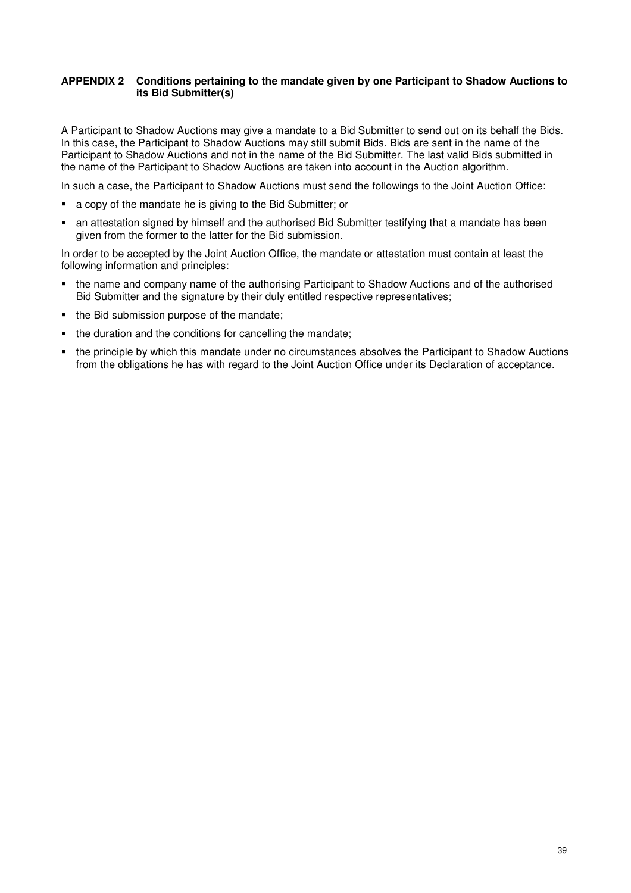## APPENDIX 2 Conditions pertaining to the mandate given by one Participant to Shadow Auctions to its Bid Submitter(s)

A Participant to Shadow Auctions may give a mandate to a Bid Submitter to send out on its behalf the Bids. In this case, the Participant to Shadow Auctions may still submit Bids. Bids are sent in the name of the Participant to Shadow Auctions and not in the name of the Bid Submitter. The last valid Bids submitted in the name of the Participant to Shadow Auctions are taken into account in the Auction algorithm.

In such a case, the Participant to Shadow Auctions must send the followings to the Joint Auction Office:

- a copy of the mandate he is giving to the Bid Submitter; or
- an attestation signed by himself and the authorised Bid Submitter testifying that a mandate has been given from the former to the latter for the Bid submission.

In order to be accepted by the Joint Auction Office, the mandate or attestation must contain at least the following information and principles:

- the name and company name of the authorising Participant to Shadow Auctions and of the authorised Bid Submitter and the signature by their duly entitled respective representatives;
- the Bid submission purpose of the mandate;
- the duration and the conditions for cancelling the mandate;
- the principle by which this mandate under no circumstances absolves the Participant to Shadow Auctions from the obligations he has with regard to the Joint Auction Office under its Declaration of acceptance.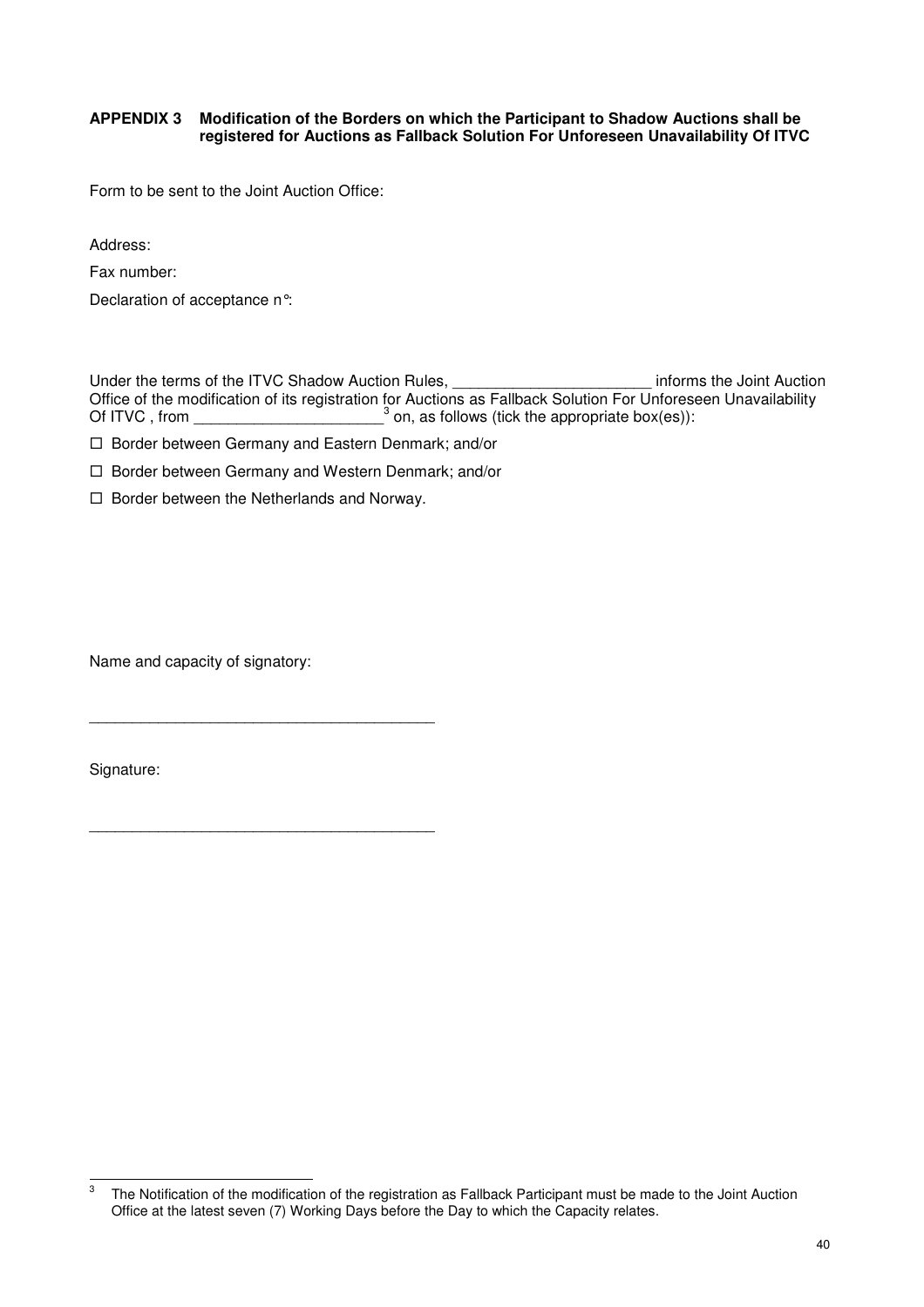**APPENDIX 3 Modification of the Borders on which the Participant to Shadow Auctions shall be registered for Auctions as Fallback Solution For Unforeseen Unavailability Of ITVC**

Form to be sent to the Joint Auction Office:

Address:

Fax number:

Declaration of acceptance n°:

Under the terms of the ITVC Shadow Auction Rules, _______________________ informs the Joint Auction Office of the modification of its registration for Auctions as Fallback Solution For Unforeseen Unavailability Of ITVC , from _____________________[3] on, as follows (tick the appropriate box(es)):

☐ Border between Germany and Eastern Denmark; and/or

☐ Border between Germany and Western Denmark; and/or

☐ Border between the Netherlands and Norway.

Name and capacity of signatory:

________________________________________

Signature:

________________________________________

[3] The Notification of the modification of the registration as Fallback Participant must be made to the Joint Auction Office at the latest seven (7) Working Days before the Day to which the Capacity relates.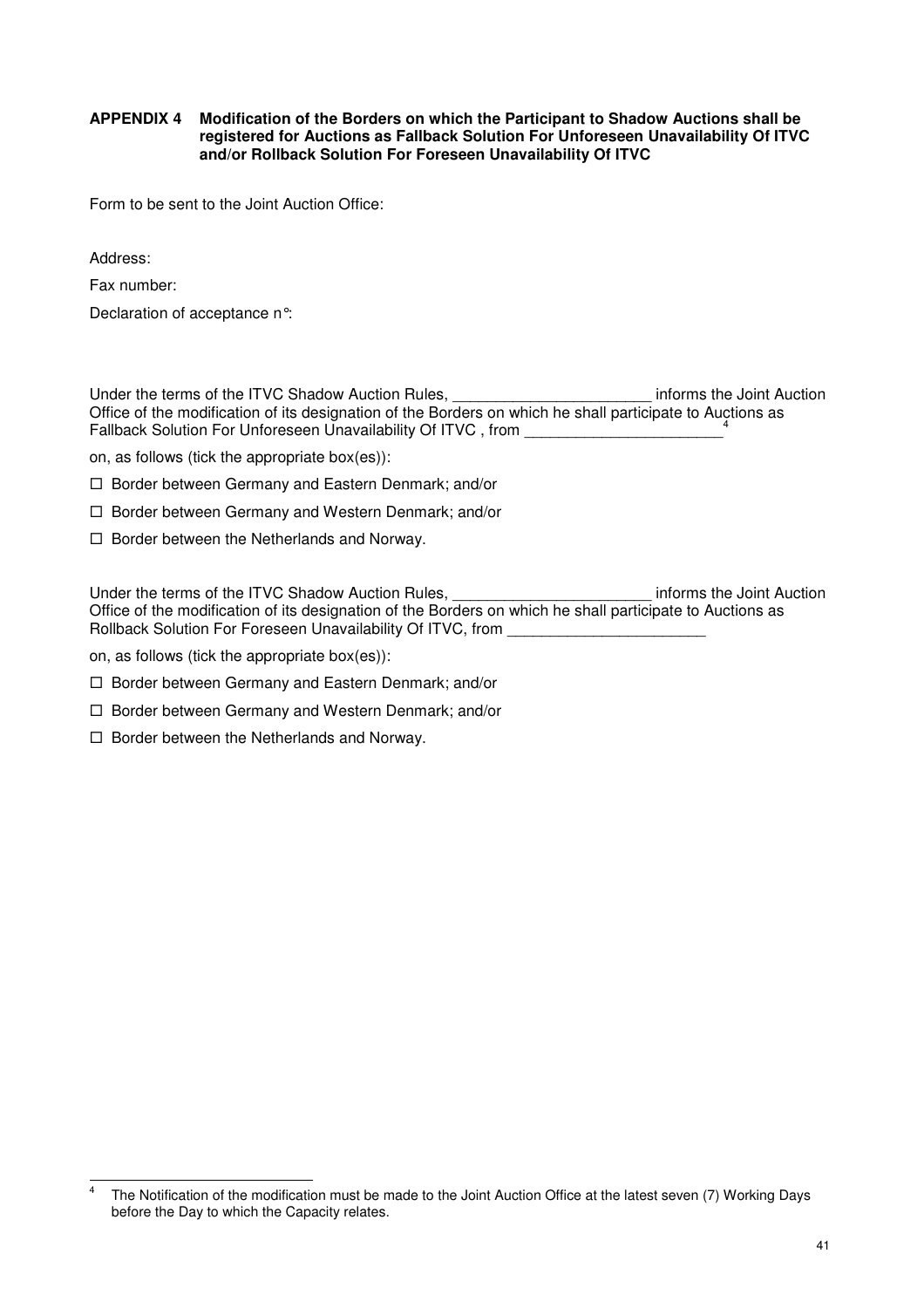**APPENDIX 4 Modification of the Borders on which the Participant to Shadow Auctions shall be registered for Auctions as Fallback Solution For Unforeseen Unavailability Of ITVC and/or Rollback Solution For Foreseen Unavailability Of ITVC**

Form to be sent to the Joint Auction Office:

Address:

Fax number:

Declaration of acceptance n°:

Under the terms of the ITVC Shadow Auction Rules, _______________________ informs the Joint Auction Office of the modification of its designation of the Borders on which he shall participate to Auctions as Fallback Solution For Unforeseen Unavailability Of ITVC , from _______________________[4]

on, as follows (tick the appropriate box(es)):

☐ Border between Germany and Eastern Denmark; and/or

☐ Border between Germany and Western Denmark; and/or

☐ Border between the Netherlands and Norway.

Under the terms of the ITVC Shadow Auction Rules, _______________________ informs the Joint Auction Office of the modification of its designation of the Borders on which he shall participate to Auctions as Rollback Solution For Foreseen Unavailability Of ITVC, from _______________________

on, as follows (tick the appropriate box(es)):

☐ Border between Germany and Eastern Denmark; and/or

☐ Border between Germany and Western Denmark; and/or

☐ Border between the Netherlands and Norway.

---

[4] The Notification of the modification must be made to the Joint Auction Office at the latest seven (7) Working Days before the Day to which the Capacity relates.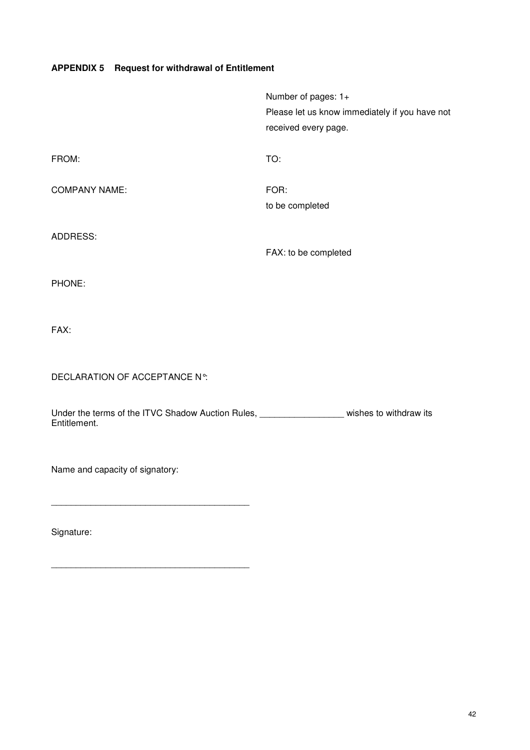**APPENDIX 5 Request for withdrawal of Entitlement**

Number of pages: 1+
Please let us know immediately if you have not received every page.

FROM:

TO:

COMPANY NAME:

FOR:
to be completed

ADDRESS:

FAX: to be completed

PHONE:

FAX:

DECLARATION OF ACCEPTANCE N°:

Under the terms of the ITVC Shadow Auction Rules, ________________ wishes to withdraw its Entitlement.

Name and capacity of signatory:

_______________________________________

Signature:

_______________________________________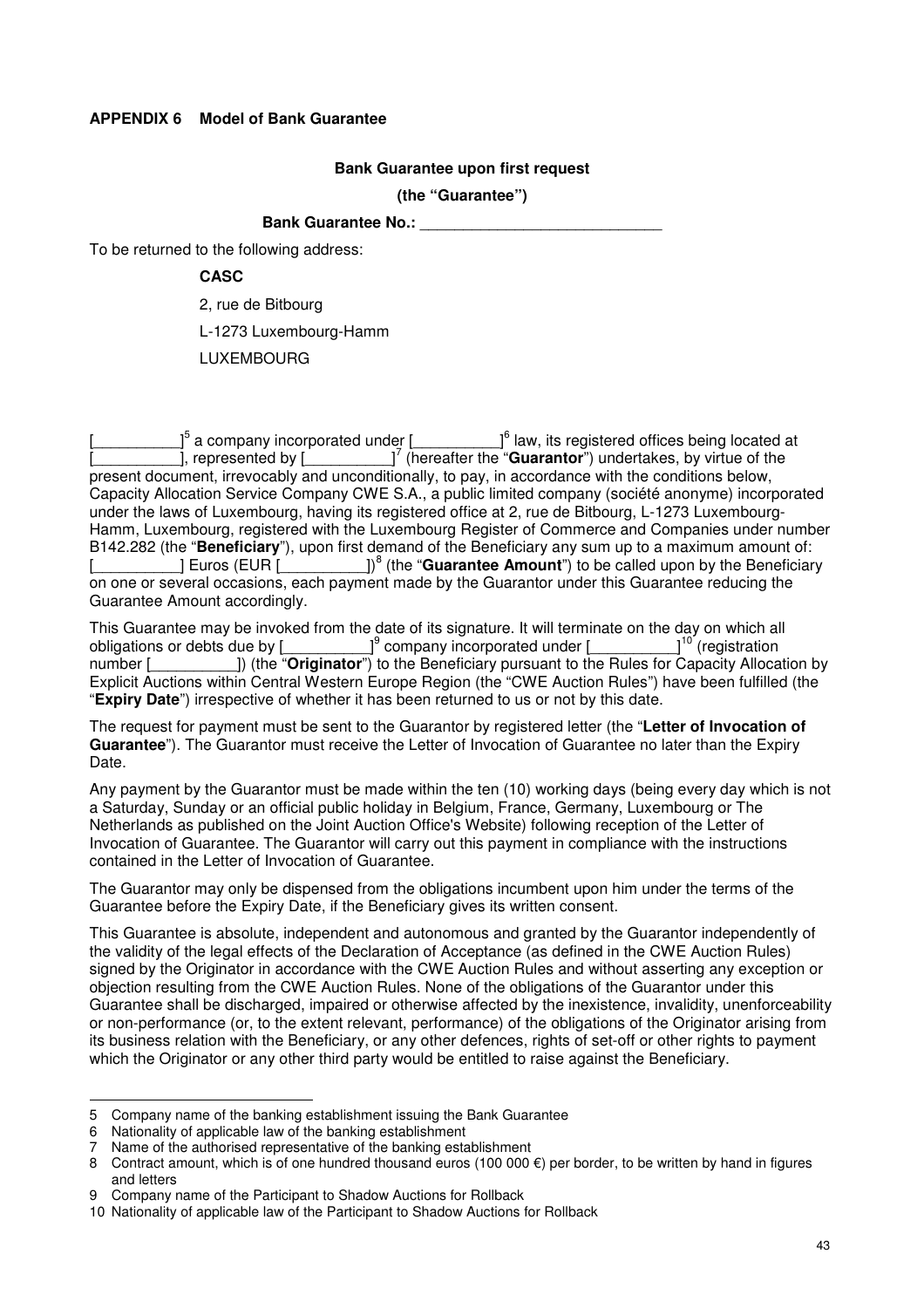## APPENDIX 6 Model of Bank Guarantee

**Bank Guarantee upon first request**

**(the "Guarantee")**

**Bank Guarantee No.:** ____________________________

To be returned to the following address:

**CASC**

2, rue de Bitbourg

L-1273 Luxembourg-Hamm

LUXEMBOURG

[__________][5] a company incorporated under [__________][6] law, its registered offices being located at [__________], represented by [__________][7] (hereafter the "**Guarantor**") undertakes, by virtue of the present document, irrevocably and unconditionally, to pay, in accordance with the conditions below, Capacity Allocation Service Company CWE S.A., a public limited company (société anonyme) incorporated under the laws of Luxembourg, having its registered office at 2, rue de Bitbourg, L-1273 Luxembourg-Hamm, Luxembourg, registered with the Luxembourg Register of Commerce and Companies under number B142.282 (the "**Beneficiary**"), upon first demand of the Beneficiary any sum up to a maximum amount of: [__________] Euros (EUR [__________])[8] (the "**Guarantee Amount**") to be called upon by the Beneficiary on one or several occasions, each payment made by the Guarantor under this Guarantee reducing the Guarantee Amount accordingly.

This Guarantee may be invoked from the date of its signature. It will terminate on the day on which all obligations or debts due by [__________][9] company incorporated under [__________][10] (registration number [__________]) (the "**Originator**") to the Beneficiary pursuant to the Rules for Capacity Allocation by Explicit Auctions within Central Western Europe Region (the "CWE Auction Rules") have been fulfilled (the "**Expiry Date**") irrespective of whether it has been returned to us or not by this date.

The request for payment must be sent to the Guarantor by registered letter (the "**Letter of Invocation of Guarantee**"). The Guarantor must receive the Letter of Invocation of Guarantee no later than the Expiry Date.

Any payment by the Guarantor must be made within the ten (10) working days (being every day which is not a Saturday, Sunday or an official public holiday in Belgium, France, Germany, Luxembourg or The Netherlands as published on the Joint Auction Office's Website) following reception of the Letter of Invocation of Guarantee. The Guarantor will carry out this payment in compliance with the instructions contained in the Letter of Invocation of Guarantee.

The Guarantor may only be dispensed from the obligations incumbent upon him under the terms of the Guarantee before the Expiry Date, if the Beneficiary gives its written consent.

This Guarantee is absolute, independent and autonomous and granted by the Guarantor independently of the validity of the legal effects of the Declaration of Acceptance (as defined in the CWE Auction Rules) signed by the Originator in accordance with the CWE Auction Rules and without asserting any exception or objection resulting from the CWE Auction Rules. None of the obligations of the Guarantor under this Guarantee shall be discharged, impaired or otherwise affected by the inexistence, invalidity, unenforceability or non-performance (or, to the extent relevant, performance) of the obligations of the Originator arising from its business relation with the Beneficiary, or any other defences, rights of set-off or other rights to payment which the Originator or any other third party would be entitled to raise against the Beneficiary.

---

5 Company name of the banking establishment issuing the Bank Guarantee

6 Nationality of applicable law of the banking establishment

7 Name of the authorised representative of the banking establishment

8 Contract amount, which is of one hundred thousand euros (100 000 €) per border, to be written by hand in figures and letters

9 Company name of the Participant to Shadow Auctions for Rollback

10 Nationality of applicable law of the Participant to Shadow Auctions for Rollback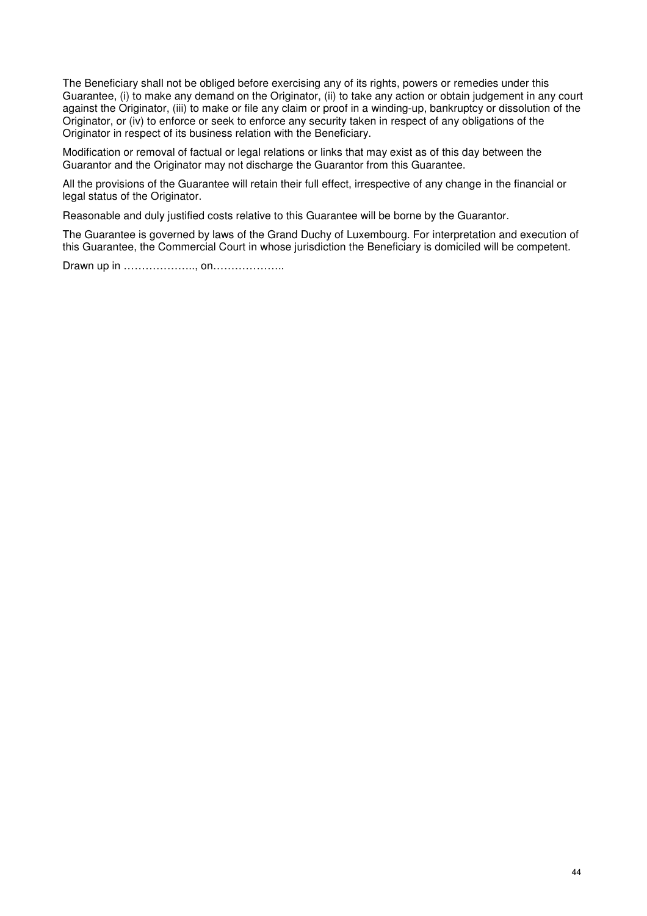The Beneficiary shall not be obliged before exercising any of its rights, powers or remedies under this Guarantee, (i) to make any demand on the Originator, (ii) to take any action or obtain judgement in any court against the Originator, (iii) to make or file any claim or proof in a winding-up, bankruptcy or dissolution of the Originator, or (iv) to enforce or seek to enforce any security taken in respect of any obligations of the Originator in respect of its business relation with the Beneficiary.

Modification or removal of factual or legal relations or links that may exist as of this day between the Guarantor and the Originator may not discharge the Guarantor from this Guarantee.

All the provisions of the Guarantee will retain their full effect, irrespective of any change in the financial or legal status of the Originator.

Reasonable and duly justified costs relative to this Guarantee will be borne by the Guarantor.

The Guarantee is governed by laws of the Grand Duchy of Luxembourg. For interpretation and execution of this Guarantee, the Commercial Court in whose jurisdiction the Beneficiary is domiciled will be competent.

Drawn up in ……………….., on………………..